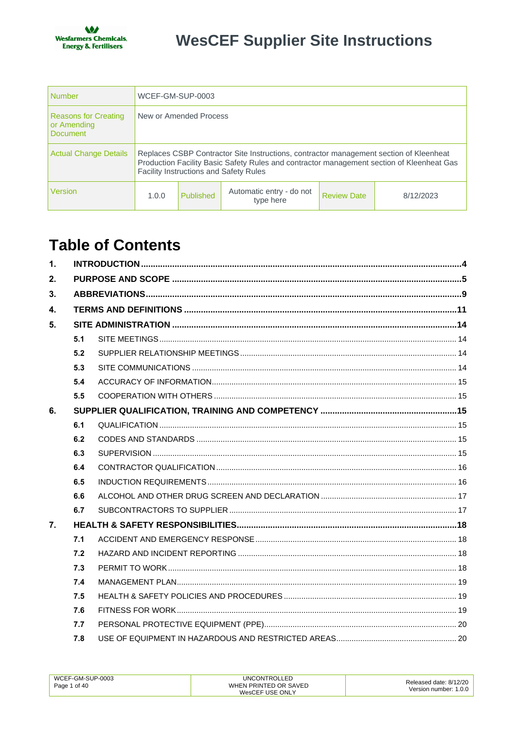# WesCEF Supplier Site Instructions

Wesfarmers Chemicals, Energy & Fertilisers

| Number | WCEF-GM-SUP-0003 | | | | |
|---|---|---|---|---|---|
| Reasons for Creating or Amending Document | New or Amended Process | | | | |
| Actual Change Details | Replaces CSBP Contractor Site Instructions, contractor management section of Kleenheat Production Facility Basic Safety Rules and contractor management section of Kleenheat Gas Facility Instructions and Safety Rules | | | | |
| Version | 1.0.0 | Published | Automatic entry - do not type here | Review Date | 8/12/2023 |

## Table of Contents

1. **INTRODUCTION** .... 4
2. **PURPOSE AND SCOPE** .... 5
3. **ABBREVIATIONS** .... 9
4. **TERMS AND DEFINITIONS** .... 11
5. **SITE ADMINISTRATION** .... 14
   - 5.1 SITE MEETINGS .... 14
   - 5.2 SUPPLIER RELATIONSHIP MEETINGS .... 14
   - 5.3 SITE COMMUNICATIONS .... 14
   - 5.4 ACCURACY OF INFORMATION .... 15
   - 5.5 COOPERATION WITH OTHERS .... 15
6. **SUPPLIER QUALIFICATION, TRAINING AND COMPETENCY** .... 15
   - 6.1 QUALIFICATION .... 15
   - 6.2 CODES AND STANDARDS .... 15
   - 6.3 SUPERVISION .... 15
   - 6.4 CONTRACTOR QUALIFICATION .... 16
   - 6.5 INDUCTION REQUIREMENTS .... 16
   - 6.6 ALCOHOL AND OTHER DRUG SCREEN AND DECLARATION .... 17
   - 6.7 SUBCONTRACTORS TO SUPPLIER .... 17
7. **HEALTH & SAFETY RESPONSIBILITIES** .... 18
   - 7.1 ACCIDENT AND EMERGENCY RESPONSE .... 18
   - 7.2 HAZARD AND INCIDENT REPORTING .... 18
   - 7.3 PERMIT TO WORK .... 18
   - 7.4 MANAGEMENT PLAN .... 19
   - 7.5 HEALTH & SAFETY POLICIES AND PROCEDURES .... 19
   - 7.6 FITNESS FOR WORK .... 19
   - 7.7 PERSONAL PROTECTIVE EQUIPMENT (PPE) .... 20
   - 7.8 USE OF EQUIPMENT IN HAZARDOUS AND RESTRICTED AREAS .... 20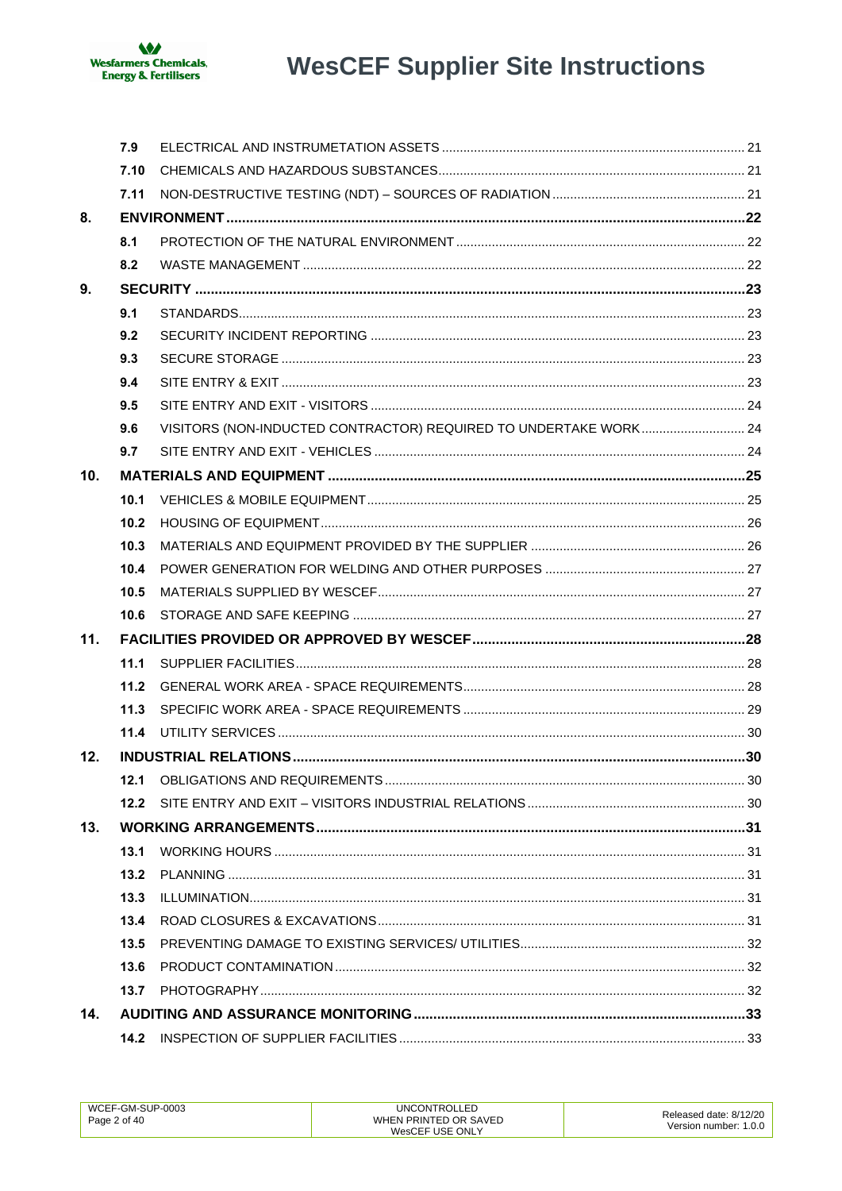| | | |
|---|---|---|
| 7.9 | ELECTRICAL AND INSTRUMETATION ASSETS | 21 |
| 7.10 | CHEMICALS AND HAZARDOUS SUBSTANCES | 21 |
| 7.11 | NON-DESTRUCTIVE TESTING (NDT) – SOURCES OF RADIATION | 21 |
| **8.** | **ENVIRONMENT** | **22** |
| 8.1 | PROTECTION OF THE NATURAL ENVIRONMENT | 22 |
| 8.2 | WASTE MANAGEMENT | 22 |
| **9.** | **SECURITY** | **23** |
| 9.1 | STANDARDS | 23 |
| 9.2 | SECURITY INCIDENT REPORTING | 23 |
| 9.3 | SECURE STORAGE | 23 |
| 9.4 | SITE ENTRY & EXIT | 23 |
| 9.5 | SITE ENTRY AND EXIT - VISITORS | 24 |
| 9.6 | VISITORS (NON-INDUCTED CONTRACTOR) REQUIRED TO UNDERTAKE WORK | 24 |
| 9.7 | SITE ENTRY AND EXIT - VEHICLES | 24 |
| **10.** | **MATERIALS AND EQUIPMENT** | **25** |
| 10.1 | VEHICLES & MOBILE EQUIPMENT | 25 |
| 10.2 | HOUSING OF EQUIPMENT | 26 |
| 10.3 | MATERIALS AND EQUIPMENT PROVIDED BY THE SUPPLIER | 26 |
| 10.4 | POWER GENERATION FOR WELDING AND OTHER PURPOSES | 27 |
| 10.5 | MATERIALS SUPPLIED BY WESCEF | 27 |
| 10.6 | STORAGE AND SAFE KEEPING | 27 |
| **11.** | **FACILITIES PROVIDED OR APPROVED BY WESCEF** | **28** |
| 11.1 | SUPPLIER FACILITIES | 28 |
| 11.2 | GENERAL WORK AREA - SPACE REQUIREMENTS | 28 |
| 11.3 | SPECIFIC WORK AREA - SPACE REQUIREMENTS | 29 |
| 11.4 | UTILITY SERVICES | 30 |
| **12.** | **INDUSTRIAL RELATIONS** | **30** |
| 12.1 | OBLIGATIONS AND REQUIREMENTS | 30 |
| 12.2 | SITE ENTRY AND EXIT – VISITORS INDUSTRIAL RELATIONS | 30 |
| **13.** | **WORKING ARRANGEMENTS** | **31** |
| 13.1 | WORKING HOURS | 31 |
| 13.2 | PLANNING | 31 |
| 13.3 | ILLUMINATION | 31 |
| 13.4 | ROAD CLOSURES & EXCAVATIONS | 31 |
| 13.5 | PREVENTING DAMAGE TO EXISTING SERVICES/ UTILITIES | 32 |
| 13.6 | PRODUCT CONTAMINATION | 32 |
| 13.7 | PHOTOGRAPHY | 32 |
| **14.** | **AUDITING AND ASSURANCE MONITORING** | **33** |
| 14.2 | INSPECTION OF SUPPLIER FACILITIES | 33 |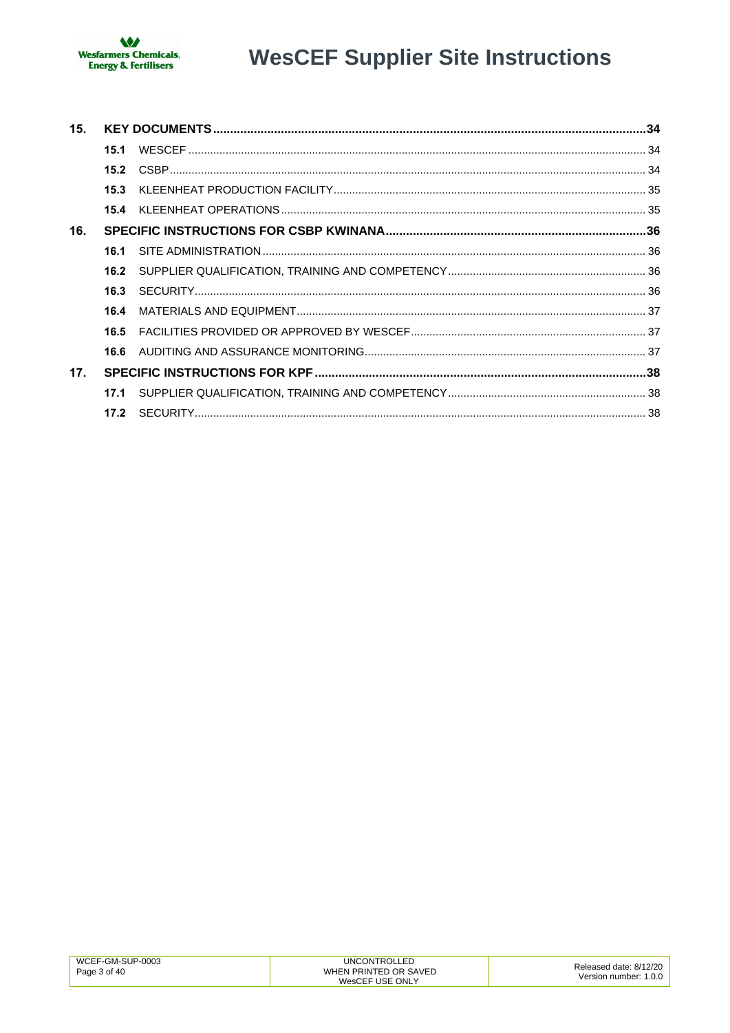| | | |
|---|---|---|
| **15.** | **KEY DOCUMENTS** | **34** |
| **15.1** | WESCEF | 34 |
| **15.2** | CSBP | 34 |
| **15.3** | KLEENHEAT PRODUCTION FACILITY | 35 |
| **15.4** | KLEENHEAT OPERATIONS | 35 |
| **16.** | **SPECIFIC INSTRUCTIONS FOR CSBP KWINANA** | **36** |
| **16.1** | SITE ADMINISTRATION | 36 |
| **16.2** | SUPPLIER QUALIFICATION, TRAINING AND COMPETENCY | 36 |
| **16.3** | SECURITY | 36 |
| **16.4** | MATERIALS AND EQUIPMENT | 37 |
| **16.5** | FACILITIES PROVIDED OR APPROVED BY WESCEF | 37 |
| **16.6** | AUDITING AND ASSURANCE MONITORING | 37 |
| **17.** | **SPECIFIC INSTRUCTIONS FOR KPF** | **38** |
| **17.1** | SUPPLIER QUALIFICATION, TRAINING AND COMPETENCY | 38 |
| **17.2** | SECURITY | 38 |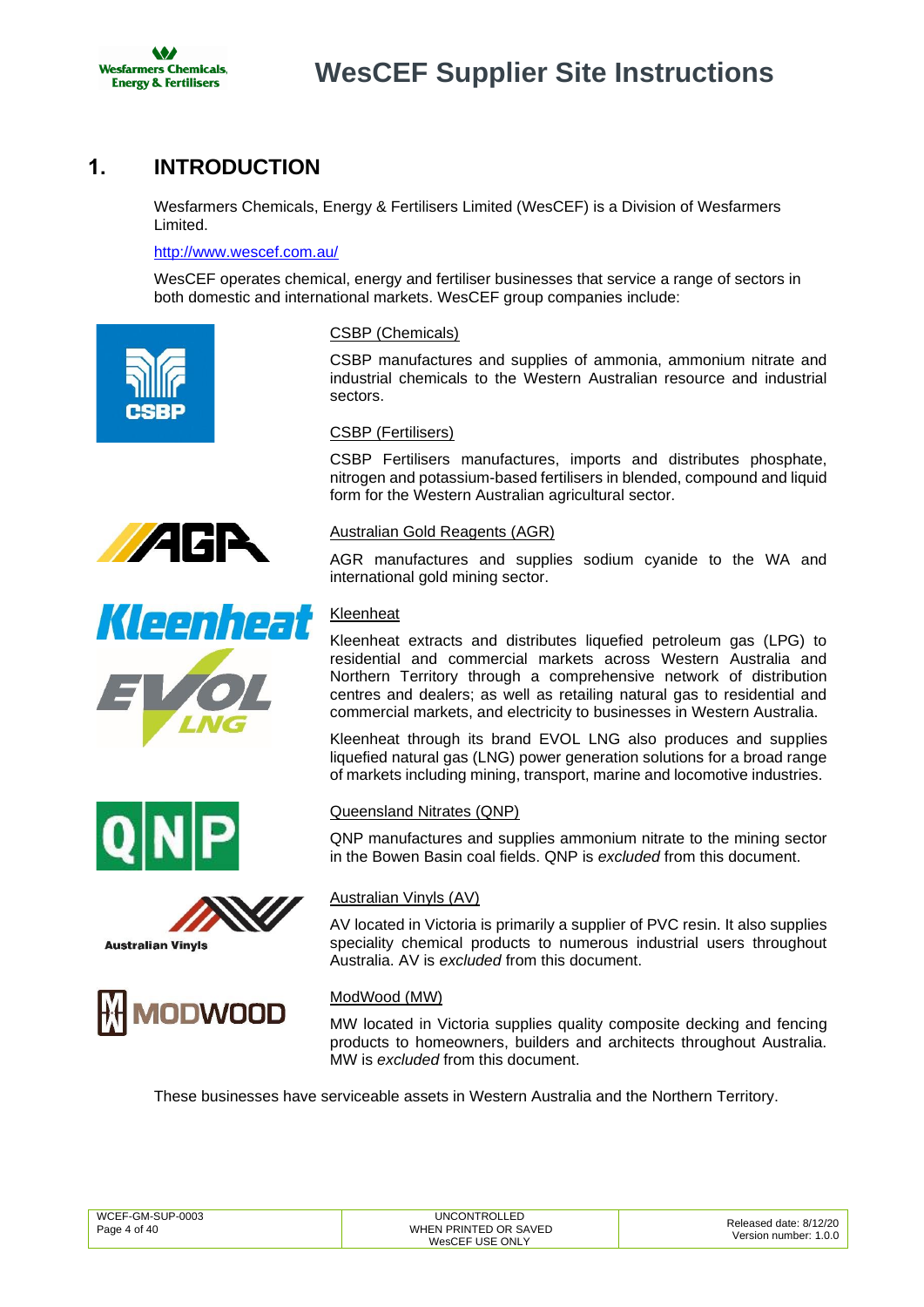# 1. INTRODUCTION

Wesfarmers Chemicals, Energy & Fertilisers Limited (WesCEF) is a Division of Wesfarmers Limited.

http://www.wescef.com.au/

WesCEF operates chemical, energy and fertiliser businesses that service a range of sectors in both domestic and international markets. WesCEF group companies include:

CSBP (Chemicals)

CSBP manufactures and supplies of ammonia, ammonium nitrate and industrial chemicals to the Western Australian resource and industrial sectors.

CSBP (Fertilisers)

CSBP Fertilisers manufactures, imports and distributes phosphate, nitrogen and potassium-based fertilisers in blended, compound and liquid form for the Western Australian agricultural sector.

Australian Gold Reagents (AGR)

AGR manufactures and supplies sodium cyanide to the WA and international gold mining sector.

Kleenheat

Kleenheat extracts and distributes liquefied petroleum gas (LPG) to residential and commercial markets across Western Australia and Northern Territory through a comprehensive network of distribution centres and dealers; as well as retailing natural gas to residential and commercial markets, and electricity to businesses in Western Australia.

Kleenheat through its brand EVOL LNG also produces and supplies liquefied natural gas (LNG) power generation solutions for a broad range of markets including mining, transport, marine and locomotive industries.

Queensland Nitrates (QNP)

QNP manufactures and supplies ammonium nitrate to the mining sector in the Bowen Basin coal fields. QNP is *excluded* from this document.

Australian Vinyls (AV)

AV located in Victoria is primarily a supplier of PVC resin. It also supplies speciality chemical products to numerous industrial users throughout Australia. AV is *excluded* from this document.

ModWood (MW)

MW located in Victoria supplies quality composite decking and fencing products to homeowners, builders and architects throughout Australia. MW is *excluded* from this document.

These businesses have serviceable assets in Western Australia and the Northern Territory.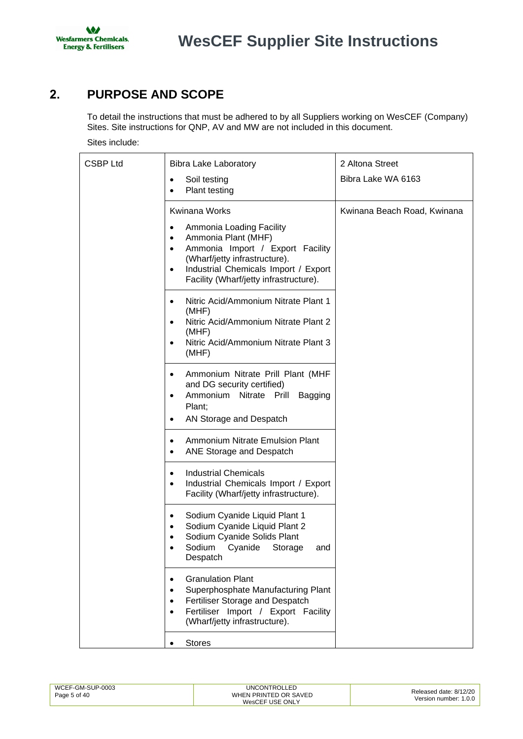## 2. PURPOSE AND SCOPE

To detail the instructions that must be adhered to by all Suppliers working on WesCEF (Company) Sites. Site instructions for QNP, AV and MW are not included in this document.

Sites include:

| | | |
|---|---|---|
| CSBP Ltd | Bibra Lake Laboratory<br>• Soil testing<br>• Plant testing | 2 Altona Street<br>Bibra Lake WA 6163 |
| | Kwinana Works<br>• Ammonia Loading Facility<br>• Ammonia Plant (MHF)<br>• Ammonia Import / Export Facility (Wharf/jetty infrastructure).<br>• Industrial Chemicals Import / Export Facility (Wharf/jetty infrastructure). | Kwinana Beach Road, Kwinana |
| | • Nitric Acid/Ammonium Nitrate Plant 1 (MHF)<br>• Nitric Acid/Ammonium Nitrate Plant 2 (MHF)<br>• Nitric Acid/Ammonium Nitrate Plant 3 (MHF) | |
| | • Ammonium Nitrate Prill Plant (MHF and DG security certified)<br>• Ammonium Nitrate Prill Bagging Plant;<br>• AN Storage and Despatch | |
| | • Ammonium Nitrate Emulsion Plant<br>• ANE Storage and Despatch | |
| | • Industrial Chemicals<br>• Industrial Chemicals Import / Export Facility (Wharf/jetty infrastructure). | |
| | • Sodium Cyanide Liquid Plant 1<br>• Sodium Cyanide Liquid Plant 2<br>• Sodium Cyanide Solids Plant<br>• Sodium Cyanide Storage and Despatch | |
| | • Granulation Plant<br>• Superphosphate Manufacturing Plant<br>• Fertiliser Storage and Despatch<br>• Fertiliser Import / Export Facility (Wharf/jetty infrastructure). | |
| | • Stores | |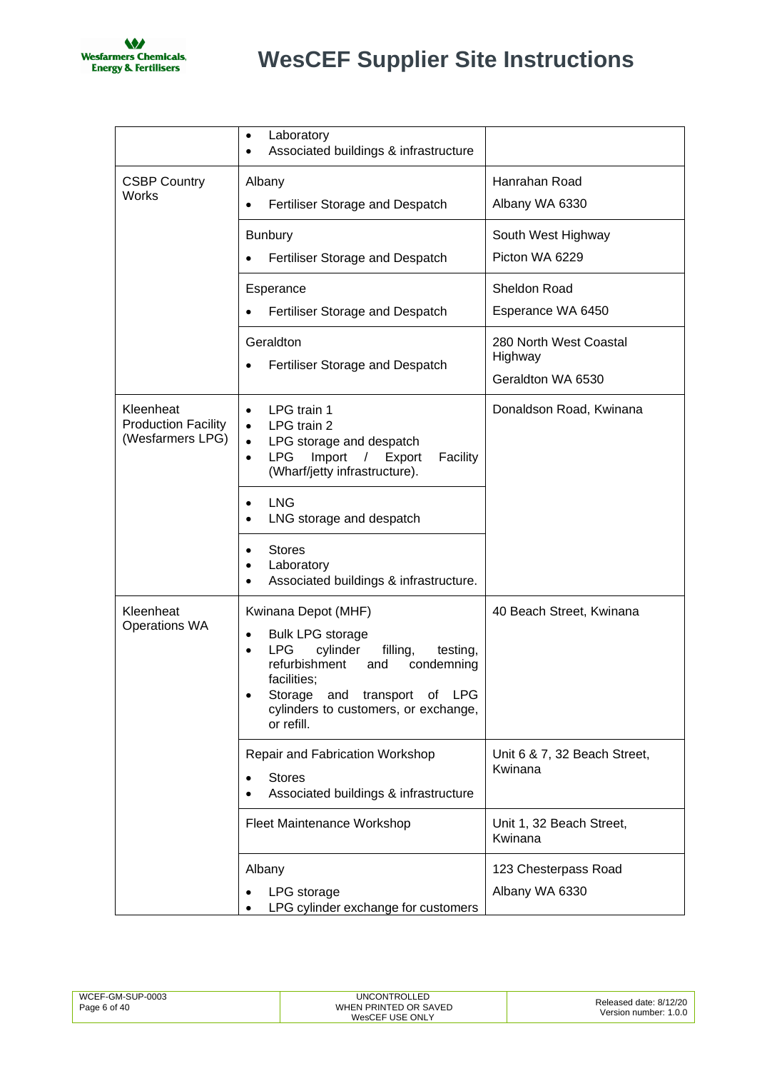| | | |
|---|---|---|
| | • Laboratory<br>• Associated buildings & infrastructure | |
| CSBP Country Works | Albany<br>• Fertiliser Storage and Despatch | Hanrahan Road<br>Albany WA 6330 |
| | Bunbury<br>• Fertiliser Storage and Despatch | South West Highway<br>Picton WA 6229 |
| | Esperance<br>• Fertiliser Storage and Despatch | Sheldon Road<br>Esperance WA 6450 |
| | Geraldton<br>• Fertiliser Storage and Despatch | 280 North West Coastal Highway<br>Geraldton WA 6530 |
| Kleenheat Production Facility (Wesfarmers LPG) | • LPG train 1<br>• LPG train 2<br>• LPG storage and despatch<br>• LPG Import / Export Facility (Wharf/jetty infrastructure). | Donaldson Road, Kwinana |
| | • LNG<br>• LNG storage and despatch | |
| | • Stores<br>• Laboratory<br>• Associated buildings & infrastructure. | |
| Kleenheat Operations WA | Kwinana Depot (MHF)<br>• Bulk LPG storage<br>• LPG cylinder filling, testing, refurbishment and condemning facilities;<br>• Storage and transport of LPG cylinders to customers, or exchange, or refill. | 40 Beach Street, Kwinana |
| | Repair and Fabrication Workshop<br>• Stores<br>• Associated buildings & infrastructure | Unit 6 & 7, 32 Beach Street, Kwinana |
| | Fleet Maintenance Workshop | Unit 1, 32 Beach Street, Kwinana |
| | Albany<br>• LPG storage<br>• LPG cylinder exchange for customers | 123 Chesterpass Road<br>Albany WA 6330 |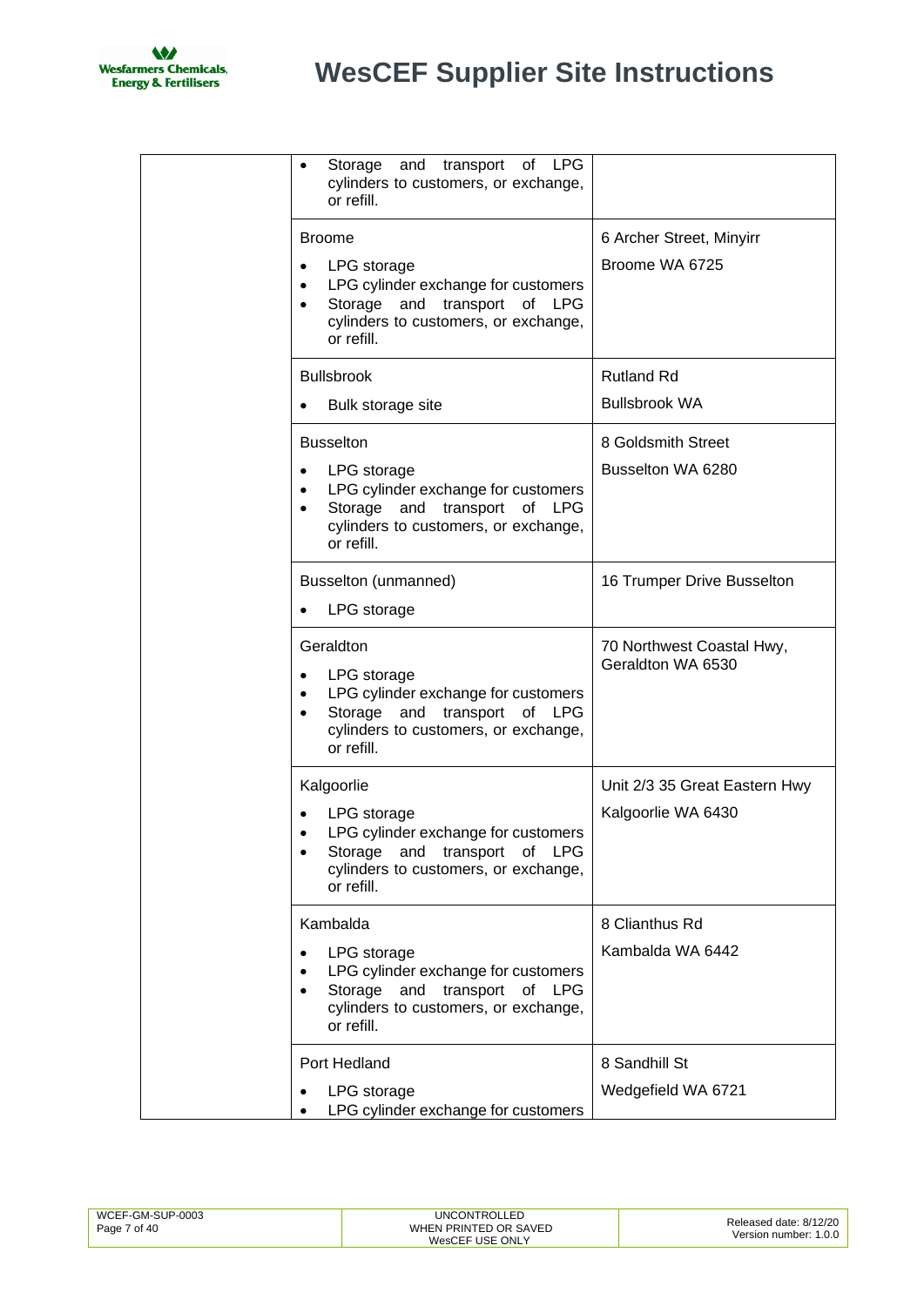| | | |
|---|---|---|
| | • Storage and transport of LPG cylinders to customers, or exchange, or refill. | |
| | Broome<br>• LPG storage<br>• LPG cylinder exchange for customers<br>• Storage and transport of LPG cylinders to customers, or exchange, or refill. | 6 Archer Street, Minyirr<br>Broome WA 6725 |
| | Bullsbrook<br>• Bulk storage site | Rutland Rd<br>Bullsbrook WA |
| | Busselton<br>• LPG storage<br>• LPG cylinder exchange for customers<br>• Storage and transport of LPG cylinders to customers, or exchange, or refill. | 8 Goldsmith Street<br>Busselton WA 6280 |
| | Busselton (unmanned)<br>• LPG storage | 16 Trumper Drive Busselton |
| | Geraldton<br>• LPG storage<br>• LPG cylinder exchange for customers<br>• Storage and transport of LPG cylinders to customers, or exchange, or refill. | 70 Northwest Coastal Hwy, Geraldton WA 6530 |
| | Kalgoorlie<br>• LPG storage<br>• LPG cylinder exchange for customers<br>• Storage and transport of LPG cylinders to customers, or exchange, or refill. | Unit 2/3 35 Great Eastern Hwy<br>Kalgoorlie WA 6430 |
| | Kambalda<br>• LPG storage<br>• LPG cylinder exchange for customers<br>• Storage and transport of LPG cylinders to customers, or exchange, or refill. | 8 Clianthus Rd<br>Kambalda WA 6442 |
| | Port Hedland<br>• LPG storage<br>• LPG cylinder exchange for customers | 8 Sandhill St<br>Wedgefield WA 6721 |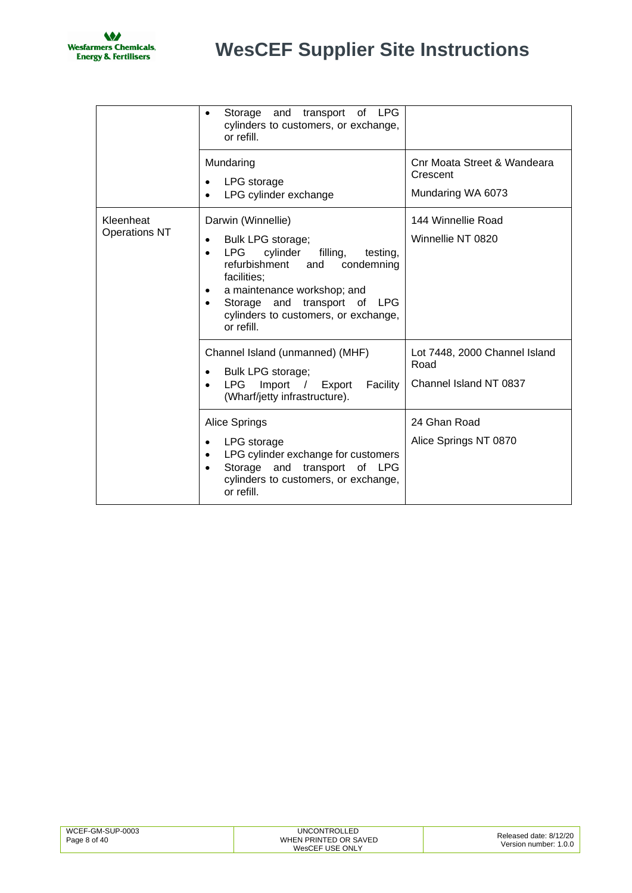| | | |
|---|---|---|
| | • Storage and transport of LPG cylinders to customers, or exchange, or refill. | |
| | Mundaring<br>• LPG storage<br>• LPG cylinder exchange | Cnr Moata Street & Wandeara Crescent<br>Mundaring WA 6073 |
| Kleenheat Operations NT | Darwin (Winnellie)<br>• Bulk LPG storage;<br>• LPG cylinder filling, testing, refurbishment and condemning facilities;<br>• a maintenance workshop; and<br>• Storage and transport of LPG cylinders to customers, or exchange, or refill. | 144 Winnellie Road<br>Winnellie NT 0820 |
| | Channel Island (unmanned) (MHF)<br>• Bulk LPG storage;<br>• LPG Import / Export Facility (Wharf/jetty infrastructure). | Lot 7448, 2000 Channel Island Road<br>Channel Island NT 0837 |
| | Alice Springs<br>• LPG storage<br>• LPG cylinder exchange for customers<br>• Storage and transport of LPG cylinders to customers, or exchange, or refill. | 24 Ghan Road<br>Alice Springs NT 0870 |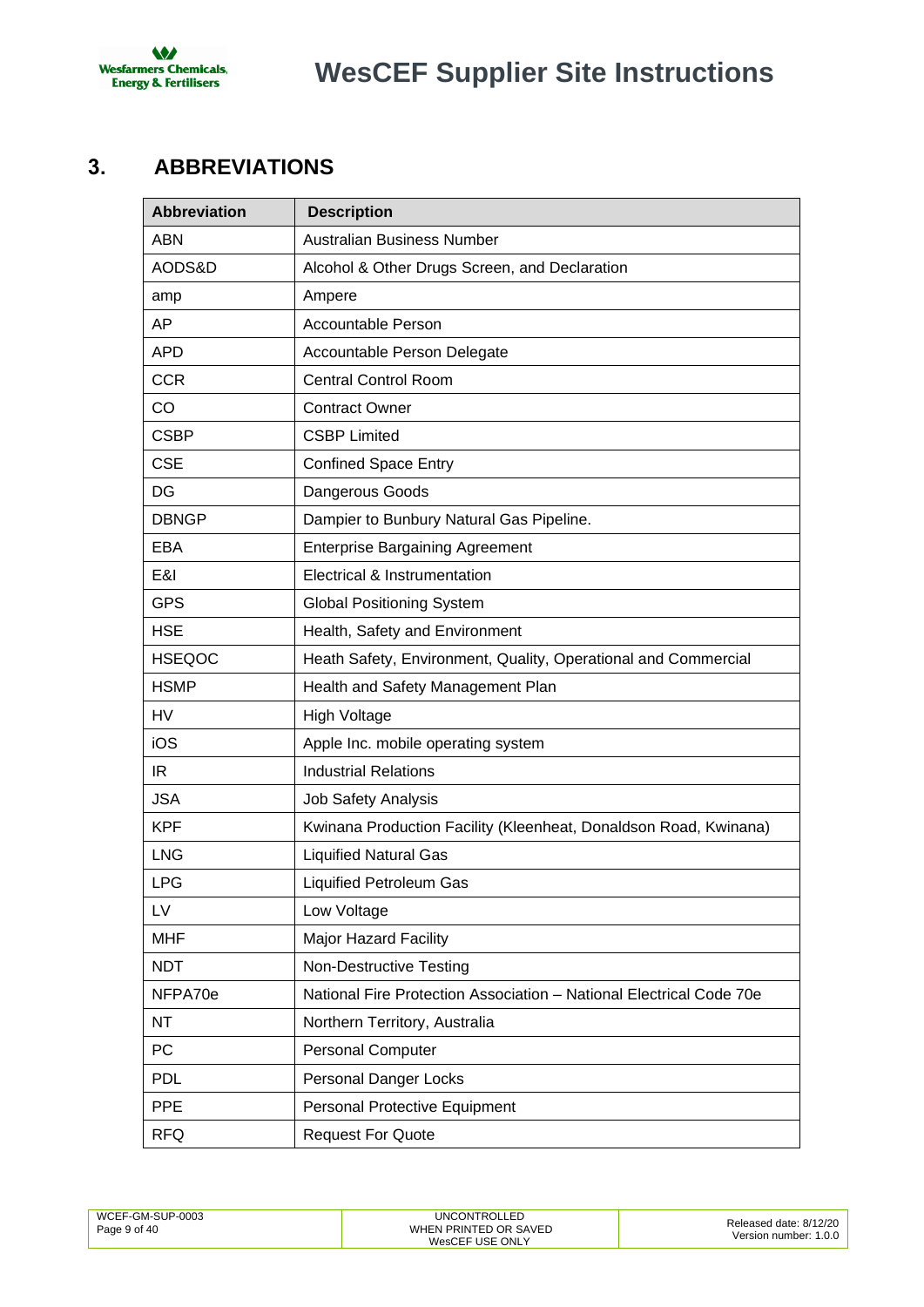# 3. ABBREVIATIONS

| Abbreviation | Description |
|---|---|
| ABN | Australian Business Number |
| AODS&D | Alcohol & Other Drugs Screen, and Declaration |
| amp | Ampere |
| AP | Accountable Person |
| APD | Accountable Person Delegate |
| CCR | Central Control Room |
| CO | Contract Owner |
| CSBP | CSBP Limited |
| CSE | Confined Space Entry |
| DG | Dangerous Goods |
| DBNGP | Dampier to Bunbury Natural Gas Pipeline. |
| EBA | Enterprise Bargaining Agreement |
| E&I | Electrical & Instrumentation |
| GPS | Global Positioning System |
| HSE | Health, Safety and Environment |
| HSEQOC | Heath Safety, Environment, Quality, Operational and Commercial |
| HSMP | Health and Safety Management Plan |
| HV | High Voltage |
| iOS | Apple Inc. mobile operating system |
| IR | Industrial Relations |
| JSA | Job Safety Analysis |
| KPF | Kwinana Production Facility (Kleenheat, Donaldson Road, Kwinana) |
| LNG | Liquified Natural Gas |
| LPG | Liquified Petroleum Gas |
| LV | Low Voltage |
| MHF | Major Hazard Facility |
| NDT | Non-Destructive Testing |
| NFPA70e | National Fire Protection Association – National Electrical Code 70e |
| NT | Northern Territory, Australia |
| PC | Personal Computer |
| PDL | Personal Danger Locks |
| PPE | Personal Protective Equipment |
| RFQ | Request For Quote |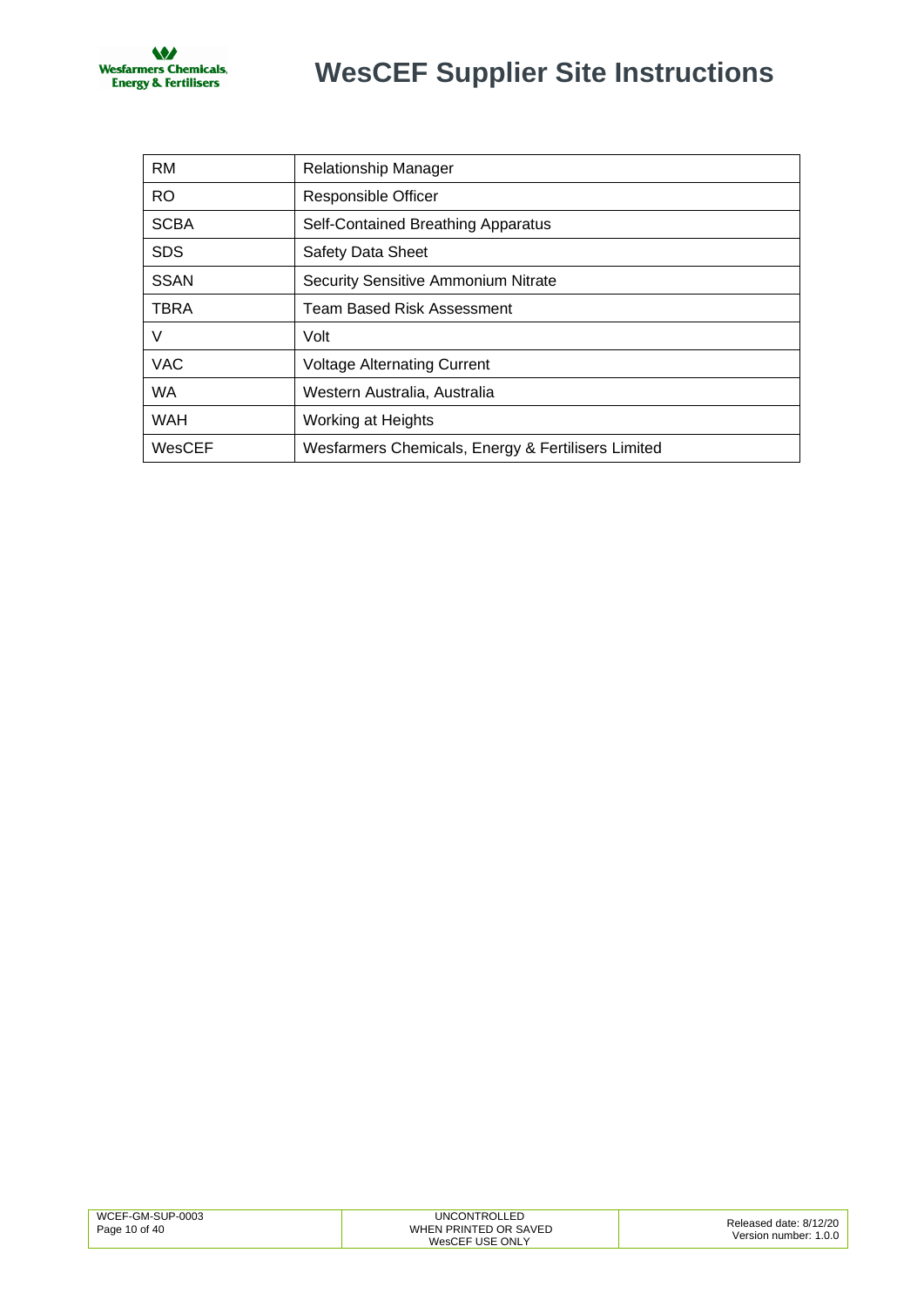| RM | Relationship Manager |
|---|---|
| RO | Responsible Officer |
| SCBA | Self-Contained Breathing Apparatus |
| SDS | Safety Data Sheet |
| SSAN | Security Sensitive Ammonium Nitrate |
| TBRA | Team Based Risk Assessment |
| V | Volt |
| VAC | Voltage Alternating Current |
| WA | Western Australia, Australia |
| WAH | Working at Heights |
| WesCEF | Wesfarmers Chemicals, Energy & Fertilisers Limited |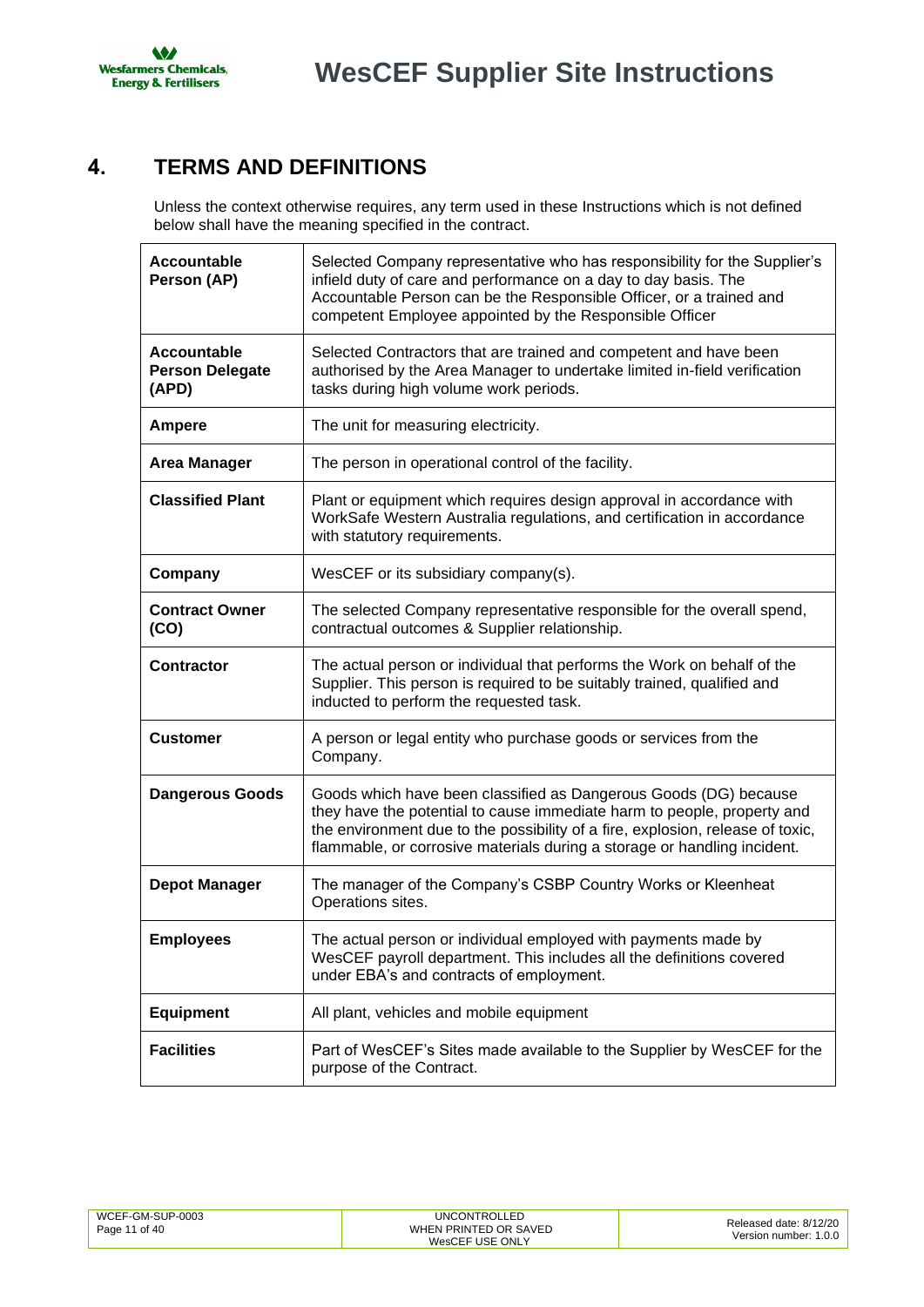# 4. TERMS AND DEFINITIONS

Unless the context otherwise requires, any term used in these Instructions which is not defined below shall have the meaning specified in the contract.

| | |
|---|---|
| **Accountable Person (AP)** | Selected Company representative who has responsibility for the Supplier's infield duty of care and performance on a day to day basis. The Accountable Person can be the Responsible Officer, or a trained and competent Employee appointed by the Responsible Officer |
| **Accountable Person Delegate (APD)** | Selected Contractors that are trained and competent and have been authorised by the Area Manager to undertake limited in-field verification tasks during high volume work periods. |
| **Ampere** | The unit for measuring electricity. |
| **Area Manager** | The person in operational control of the facility. |
| **Classified Plant** | Plant or equipment which requires design approval in accordance with WorkSafe Western Australia regulations, and certification in accordance with statutory requirements. |
| **Company** | WesCEF or its subsidiary company(s). |
| **Contract Owner (CO)** | The selected Company representative responsible for the overall spend, contractual outcomes & Supplier relationship. |
| **Contractor** | The actual person or individual that performs the Work on behalf of the Supplier. This person is required to be suitably trained, qualified and inducted to perform the requested task. |
| **Customer** | A person or legal entity who purchase goods or services from the Company. |
| **Dangerous Goods** | Goods which have been classified as Dangerous Goods (DG) because they have the potential to cause immediate harm to people, property and the environment due to the possibility of a fire, explosion, release of toxic, flammable, or corrosive materials during a storage or handling incident. |
| **Depot Manager** | The manager of the Company's CSBP Country Works or Kleenheat Operations sites. |
| **Employees** | The actual person or individual employed with payments made by WesCEF payroll department. This includes all the definitions covered under EBA's and contracts of employment. |
| **Equipment** | All plant, vehicles and mobile equipment |
| **Facilities** | Part of WesCEF's Sites made available to the Supplier by WesCEF for the purpose of the Contract. |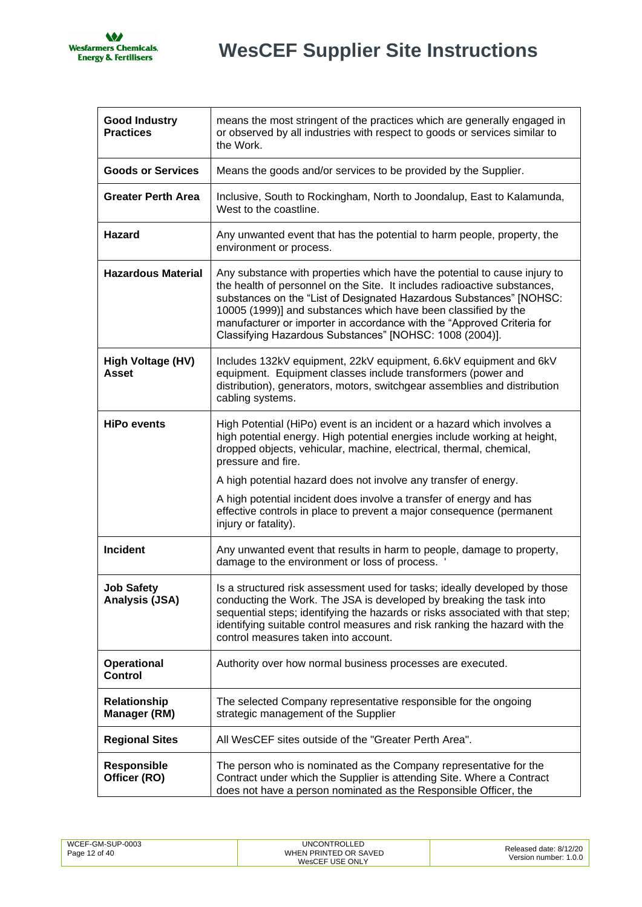| | |
|---|---|
| **Good Industry Practices** | means the most stringent of the practices which are generally engaged in or observed by all industries with respect to goods or services similar to the Work. |
| **Goods or Services** | Means the goods and/or services to be provided by the Supplier. |
| **Greater Perth Area** | Inclusive, South to Rockingham, North to Joondalup, East to Kalamunda, West to the coastline. |
| **Hazard** | Any unwanted event that has the potential to harm people, property, the environment or process. |
| **Hazardous Material** | Any substance with properties which have the potential to cause injury to the health of personnel on the Site. It includes radioactive substances, substances on the "List of Designated Hazardous Substances" [NOHSC: 10005 (1999)] and substances which have been classified by the manufacturer or importer in accordance with the "Approved Criteria for Classifying Hazardous Substances" [NOHSC: 1008 (2004)]. |
| **High Voltage (HV) Asset** | Includes 132kV equipment, 22kV equipment, 6.6kV equipment and 6kV equipment. Equipment classes include transformers (power and distribution), generators, motors, switchgear assemblies and distribution cabling systems. |
| **HiPo events** | High Potential (HiPo) event is an incident or a hazard which involves a high potential energy. High potential energies include working at height, dropped objects, vehicular, machine, electrical, thermal, chemical, pressure and fire.<br><br>A high potential hazard does not involve any transfer of energy.<br><br>A high potential incident does involve a transfer of energy and has effective controls in place to prevent a major consequence (permanent injury or fatality). |
| **Incident** | Any unwanted event that results in harm to people, damage to property, damage to the environment or loss of process. ' |
| **Job Safety Analysis (JSA)** | Is a structured risk assessment used for tasks; ideally developed by those conducting the Work. The JSA is developed by breaking the task into sequential steps; identifying the hazards or risks associated with that step; identifying suitable control measures and risk ranking the hazard with the control measures taken into account. |
| **Operational Control** | Authority over how normal business processes are executed. |
| **Relationship Manager (RM)** | The selected Company representative responsible for the ongoing strategic management of the Supplier |
| **Regional Sites** | All WesCEF sites outside of the "Greater Perth Area". |
| **Responsible Officer (RO)** | The person who is nominated as the Company representative for the Contract under which the Supplier is attending Site. Where a Contract does not have a person nominated as the Responsible Officer, the |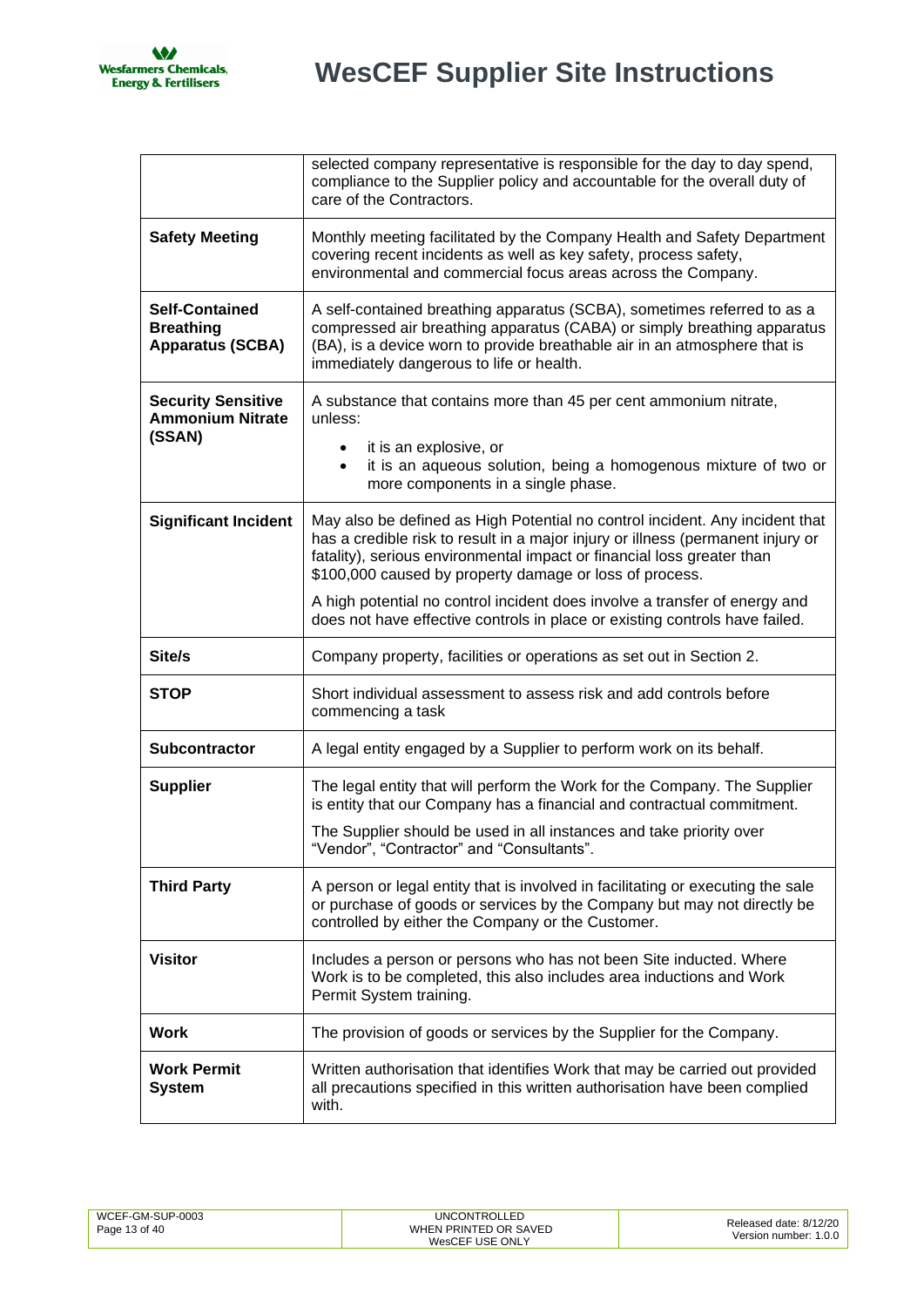| | |
|---|---|
| | selected company representative is responsible for the day to day spend, compliance to the Supplier policy and accountable for the overall duty of care of the Contractors. |
| **Safety Meeting** | Monthly meeting facilitated by the Company Health and Safety Department covering recent incidents as well as key safety, process safety, environmental and commercial focus areas across the Company. |
| **Self-Contained Breathing Apparatus (SCBA)** | A self-contained breathing apparatus (SCBA), sometimes referred to as a compressed air breathing apparatus (CABA) or simply breathing apparatus (BA), is a device worn to provide breathable air in an atmosphere that is immediately dangerous to life or health. |
| **Security Sensitive Ammonium Nitrate (SSAN)** | A substance that contains more than 45 per cent ammonium nitrate, unless:<br>• it is an explosive, or<br>• it is an aqueous solution, being a homogenous mixture of two or more components in a single phase. |
| **Significant Incident** | May also be defined as High Potential no control incident. Any incident that has a credible risk to result in a major injury or illness (permanent injury or fatality), serious environmental impact or financial loss greater than $100,000 caused by property damage or loss of process.<br><br>A high potential no control incident does involve a transfer of energy and does not have effective controls in place or existing controls have failed. |
| **Site/s** | Company property, facilities or operations as set out in Section 2. |
| **STOP** | Short individual assessment to assess risk and add controls before commencing a task |
| **Subcontractor** | A legal entity engaged by a Supplier to perform work on its behalf. |
| **Supplier** | The legal entity that will perform the Work for the Company. The Supplier is entity that our Company has a financial and contractual commitment.<br><br>The Supplier should be used in all instances and take priority over "Vendor", "Contractor" and "Consultants". |
| **Third Party** | A person or legal entity that is involved in facilitating or executing the sale or purchase of goods or services by the Company but may not directly be controlled by either the Company or the Customer. |
| **Visitor** | Includes a person or persons who has not been Site inducted. Where Work is to be completed, this also includes area inductions and Work Permit System training. |
| **Work** | The provision of goods or services by the Supplier for the Company. |
| **Work Permit System** | Written authorisation that identifies Work that may be carried out provided all precautions specified in this written authorisation have been complied with. |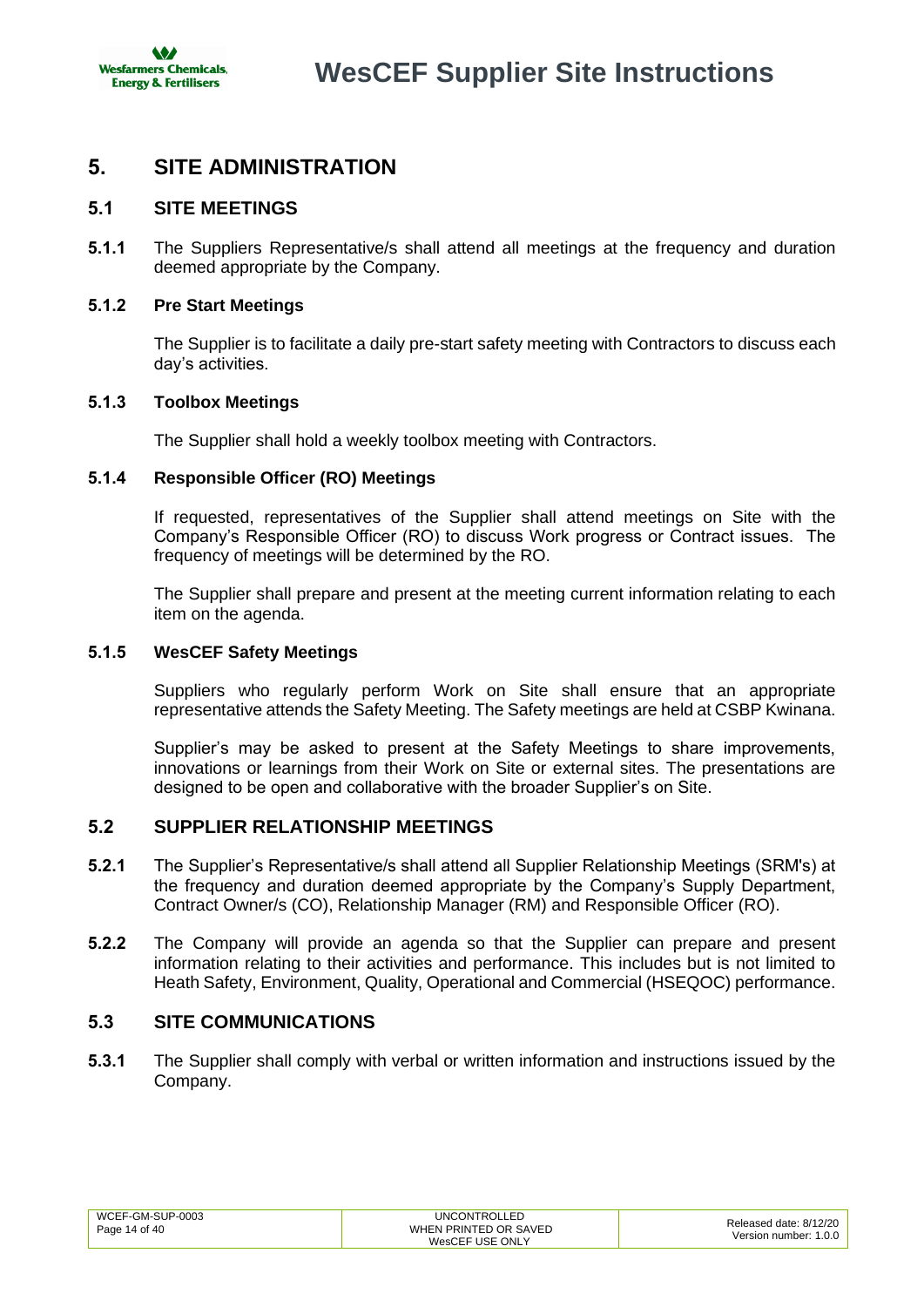# 5. SITE ADMINISTRATION

## 5.1 SITE MEETINGS

**5.1.1** The Suppliers Representative/s shall attend all meetings at the frequency and duration deemed appropriate by the Company.

### 5.1.2 Pre Start Meetings

The Supplier is to facilitate a daily pre-start safety meeting with Contractors to discuss each day's activities.

### 5.1.3 Toolbox Meetings

The Supplier shall hold a weekly toolbox meeting with Contractors.

### 5.1.4 Responsible Officer (RO) Meetings

If requested, representatives of the Supplier shall attend meetings on Site with the Company's Responsible Officer (RO) to discuss Work progress or Contract issues. The frequency of meetings will be determined by the RO.

The Supplier shall prepare and present at the meeting current information relating to each item on the agenda.

### 5.1.5 WesCEF Safety Meetings

Suppliers who regularly perform Work on Site shall ensure that an appropriate representative attends the Safety Meeting. The Safety meetings are held at CSBP Kwinana.

Supplier's may be asked to present at the Safety Meetings to share improvements, innovations or learnings from their Work on Site or external sites. The presentations are designed to be open and collaborative with the broader Supplier's on Site.

## 5.2 SUPPLIER RELATIONSHIP MEETINGS

**5.2.1** The Supplier's Representative/s shall attend all Supplier Relationship Meetings (SRM's) at the frequency and duration deemed appropriate by the Company's Supply Department, Contract Owner/s (CO), Relationship Manager (RM) and Responsible Officer (RO).

**5.2.2** The Company will provide an agenda so that the Supplier can prepare and present information relating to their activities and performance. This includes but is not limited to Heath Safety, Environment, Quality, Operational and Commercial (HSEQOC) performance.

## 5.3 SITE COMMUNICATIONS

**5.3.1** The Supplier shall comply with verbal or written information and instructions issued by the Company.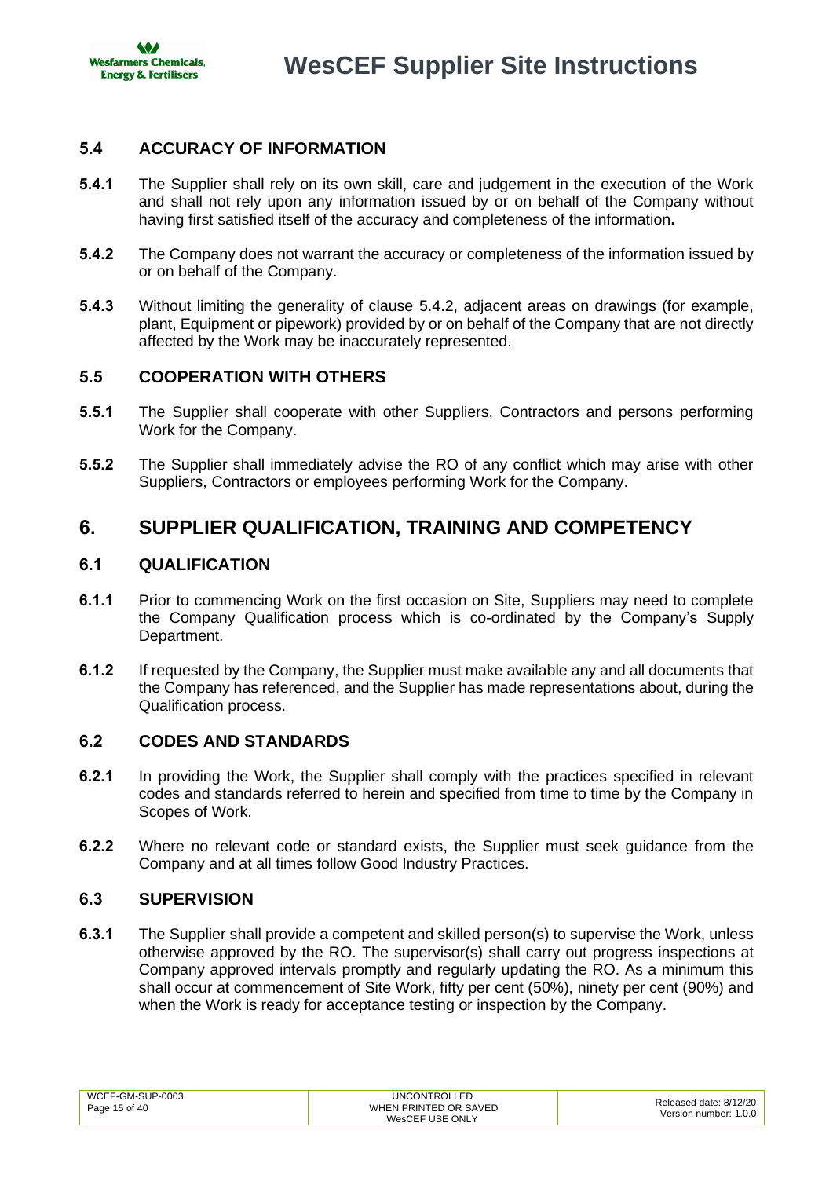### 5.4 ACCURACY OF INFORMATION

**5.4.1** The Supplier shall rely on its own skill, care and judgement in the execution of the Work and shall not rely upon any information issued by or on behalf of the Company without having first satisfied itself of the accuracy and completeness of the information**.**

**5.4.2** The Company does not warrant the accuracy or completeness of the information issued by or on behalf of the Company.

**5.4.3** Without limiting the generality of clause 5.4.2, adjacent areas on drawings (for example, plant, Equipment or pipework) provided by or on behalf of the Company that are not directly affected by the Work may be inaccurately represented.

### 5.5 COOPERATION WITH OTHERS

**5.5.1** The Supplier shall cooperate with other Suppliers, Contractors and persons performing Work for the Company.

**5.5.2** The Supplier shall immediately advise the RO of any conflict which may arise with other Suppliers, Contractors or employees performing Work for the Company.

## 6. SUPPLIER QUALIFICATION, TRAINING AND COMPETENCY

### 6.1 QUALIFICATION

**6.1.1** Prior to commencing Work on the first occasion on Site, Suppliers may need to complete the Company Qualification process which is co-ordinated by the Company's Supply Department.

**6.1.2** If requested by the Company, the Supplier must make available any and all documents that the Company has referenced, and the Supplier has made representations about, during the Qualification process.

### 6.2 CODES AND STANDARDS

**6.2.1** In providing the Work, the Supplier shall comply with the practices specified in relevant codes and standards referred to herein and specified from time to time by the Company in Scopes of Work.

**6.2.2** Where no relevant code or standard exists, the Supplier must seek guidance from the Company and at all times follow Good Industry Practices.

### 6.3 SUPERVISION

**6.3.1** The Supplier shall provide a competent and skilled person(s) to supervise the Work, unless otherwise approved by the RO. The supervisor(s) shall carry out progress inspections at Company approved intervals promptly and regularly updating the RO. As a minimum this shall occur at commencement of Site Work, fifty per cent (50%), ninety per cent (90%) and when the Work is ready for acceptance testing or inspection by the Company.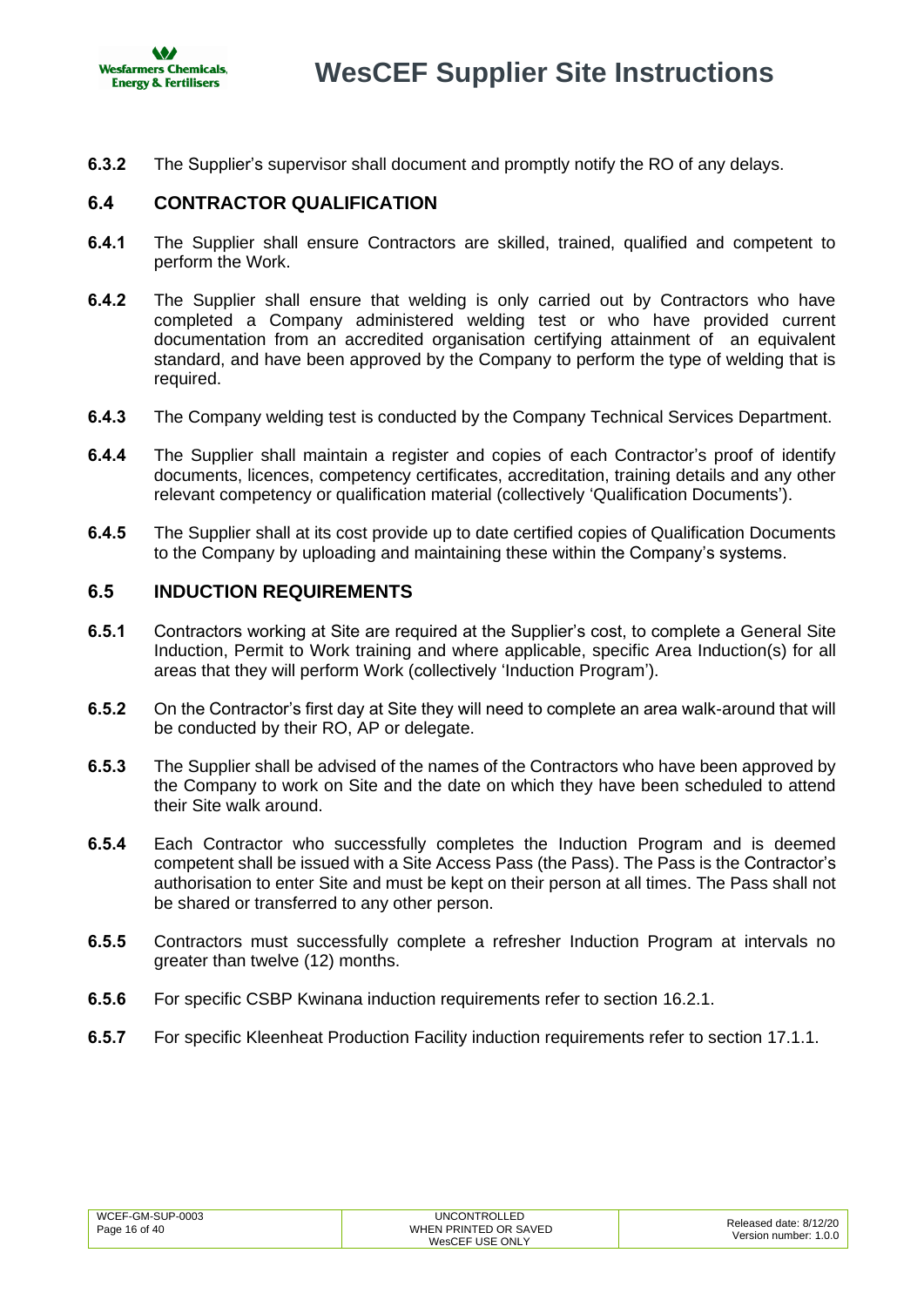**6.3.2** The Supplier's supervisor shall document and promptly notify the RO of any delays.

## 6.4 CONTRACTOR QUALIFICATION

**6.4.1** The Supplier shall ensure Contractors are skilled, trained, qualified and competent to perform the Work.

**6.4.2** The Supplier shall ensure that welding is only carried out by Contractors who have completed a Company administered welding test or who have provided current documentation from an accredited organisation certifying attainment of an equivalent standard, and have been approved by the Company to perform the type of welding that is required.

**6.4.3** The Company welding test is conducted by the Company Technical Services Department.

**6.4.4** The Supplier shall maintain a register and copies of each Contractor's proof of identify documents, licences, competency certificates, accreditation, training details and any other relevant competency or qualification material (collectively 'Qualification Documents').

**6.4.5** The Supplier shall at its cost provide up to date certified copies of Qualification Documents to the Company by uploading and maintaining these within the Company's systems.

## 6.5 INDUCTION REQUIREMENTS

**6.5.1** Contractors working at Site are required at the Supplier's cost, to complete a General Site Induction, Permit to Work training and where applicable, specific Area Induction(s) for all areas that they will perform Work (collectively 'Induction Program').

**6.5.2** On the Contractor's first day at Site they will need to complete an area walk-around that will be conducted by their RO, AP or delegate.

**6.5.3** The Supplier shall be advised of the names of the Contractors who have been approved by the Company to work on Site and the date on which they have been scheduled to attend their Site walk around.

**6.5.4** Each Contractor who successfully completes the Induction Program and is deemed competent shall be issued with a Site Access Pass (the Pass). The Pass is the Contractor's authorisation to enter Site and must be kept on their person at all times. The Pass shall not be shared or transferred to any other person.

**6.5.5** Contractors must successfully complete a refresher Induction Program at intervals no greater than twelve (12) months.

**6.5.6** For specific CSBP Kwinana induction requirements refer to section 16.2.1.

**6.5.7** For specific Kleenheat Production Facility induction requirements refer to section 17.1.1.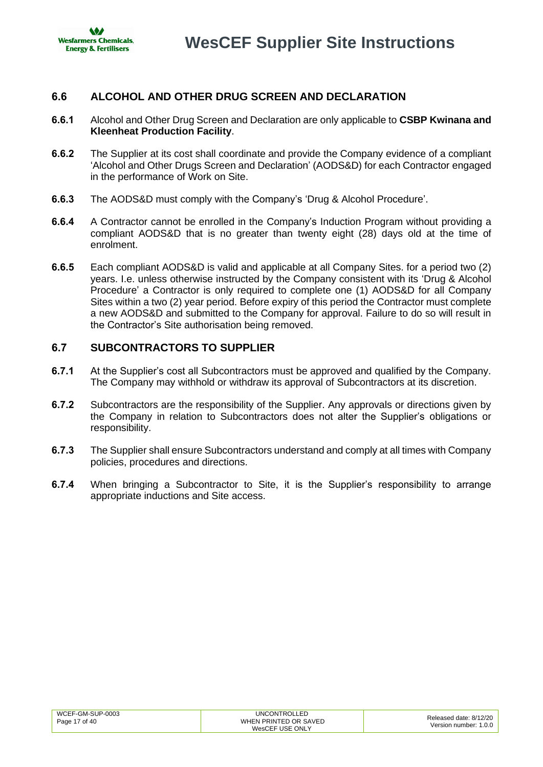## 6.6 ALCOHOL AND OTHER DRUG SCREEN AND DECLARATION

**6.6.1** Alcohol and Other Drug Screen and Declaration are only applicable to **CSBP Kwinana and Kleenheat Production Facility**.

**6.6.2** The Supplier at its cost shall coordinate and provide the Company evidence of a compliant 'Alcohol and Other Drugs Screen and Declaration' (AODS&D) for each Contractor engaged in the performance of Work on Site.

**6.6.3** The AODS&D must comply with the Company's 'Drug & Alcohol Procedure'.

**6.6.4** A Contractor cannot be enrolled in the Company's Induction Program without providing a compliant AODS&D that is no greater than twenty eight (28) days old at the time of enrolment.

**6.6.5** Each compliant AODS&D is valid and applicable at all Company Sites. for a period two (2) years. I.e. unless otherwise instructed by the Company consistent with its 'Drug & Alcohol Procedure' a Contractor is only required to complete one (1) AODS&D for all Company Sites within a two (2) year period. Before expiry of this period the Contractor must complete a new AODS&D and submitted to the Company for approval. Failure to do so will result in the Contractor's Site authorisation being removed.

## 6.7 SUBCONTRACTORS TO SUPPLIER

**6.7.1** At the Supplier's cost all Subcontractors must be approved and qualified by the Company. The Company may withhold or withdraw its approval of Subcontractors at its discretion.

**6.7.2** Subcontractors are the responsibility of the Supplier. Any approvals or directions given by the Company in relation to Subcontractors does not alter the Supplier's obligations or responsibility.

**6.7.3** The Supplier shall ensure Subcontractors understand and comply at all times with Company policies, procedures and directions.

**6.7.4** When bringing a Subcontractor to Site, it is the Supplier's responsibility to arrange appropriate inductions and Site access.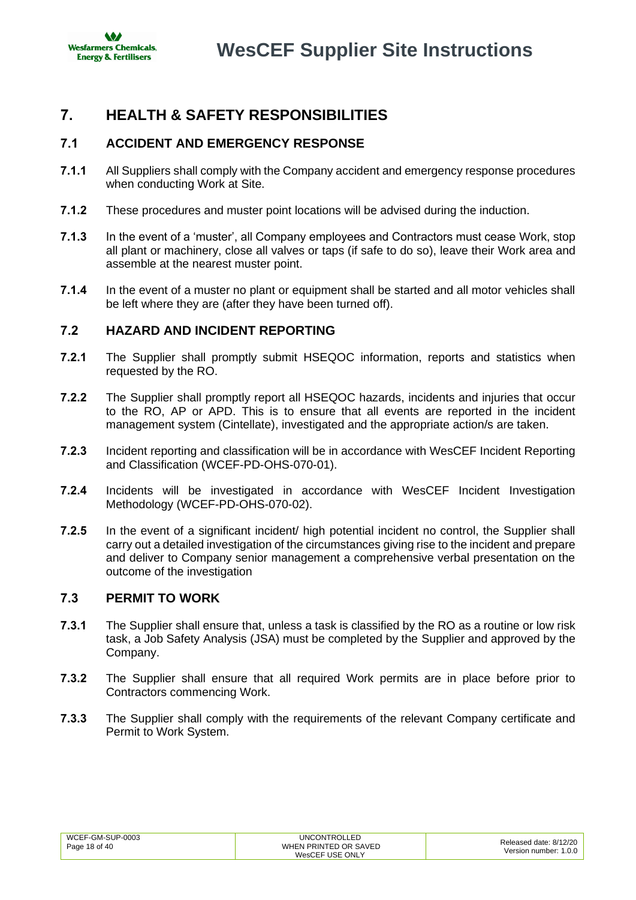# 7. HEALTH & SAFETY RESPONSIBILITIES

## 7.1 ACCIDENT AND EMERGENCY RESPONSE

**7.1.1** All Suppliers shall comply with the Company accident and emergency response procedures when conducting Work at Site.

**7.1.2** These procedures and muster point locations will be advised during the induction.

**7.1.3** In the event of a 'muster', all Company employees and Contractors must cease Work, stop all plant or machinery, close all valves or taps (if safe to do so), leave their Work area and assemble at the nearest muster point.

**7.1.4** In the event of a muster no plant or equipment shall be started and all motor vehicles shall be left where they are (after they have been turned off).

## 7.2 HAZARD AND INCIDENT REPORTING

**7.2.1** The Supplier shall promptly submit HSEQOC information, reports and statistics when requested by the RO.

**7.2.2** The Supplier shall promptly report all HSEQOC hazards, incidents and injuries that occur to the RO, AP or APD. This is to ensure that all events are reported in the incident management system (Cintellate), investigated and the appropriate action/s are taken.

**7.2.3** Incident reporting and classification will be in accordance with WesCEF Incident Reporting and Classification (WCEF-PD-OHS-070-01).

**7.2.4** Incidents will be investigated in accordance with WesCEF Incident Investigation Methodology (WCEF-PD-OHS-070-02).

**7.2.5** In the event of a significant incident/ high potential incident no control, the Supplier shall carry out a detailed investigation of the circumstances giving rise to the incident and prepare and deliver to Company senior management a comprehensive verbal presentation on the outcome of the investigation

## 7.3 PERMIT TO WORK

**7.3.1** The Supplier shall ensure that, unless a task is classified by the RO as a routine or low risk task, a Job Safety Analysis (JSA) must be completed by the Supplier and approved by the Company.

**7.3.2** The Supplier shall ensure that all required Work permits are in place before prior to Contractors commencing Work.

**7.3.3** The Supplier shall comply with the requirements of the relevant Company certificate and Permit to Work System.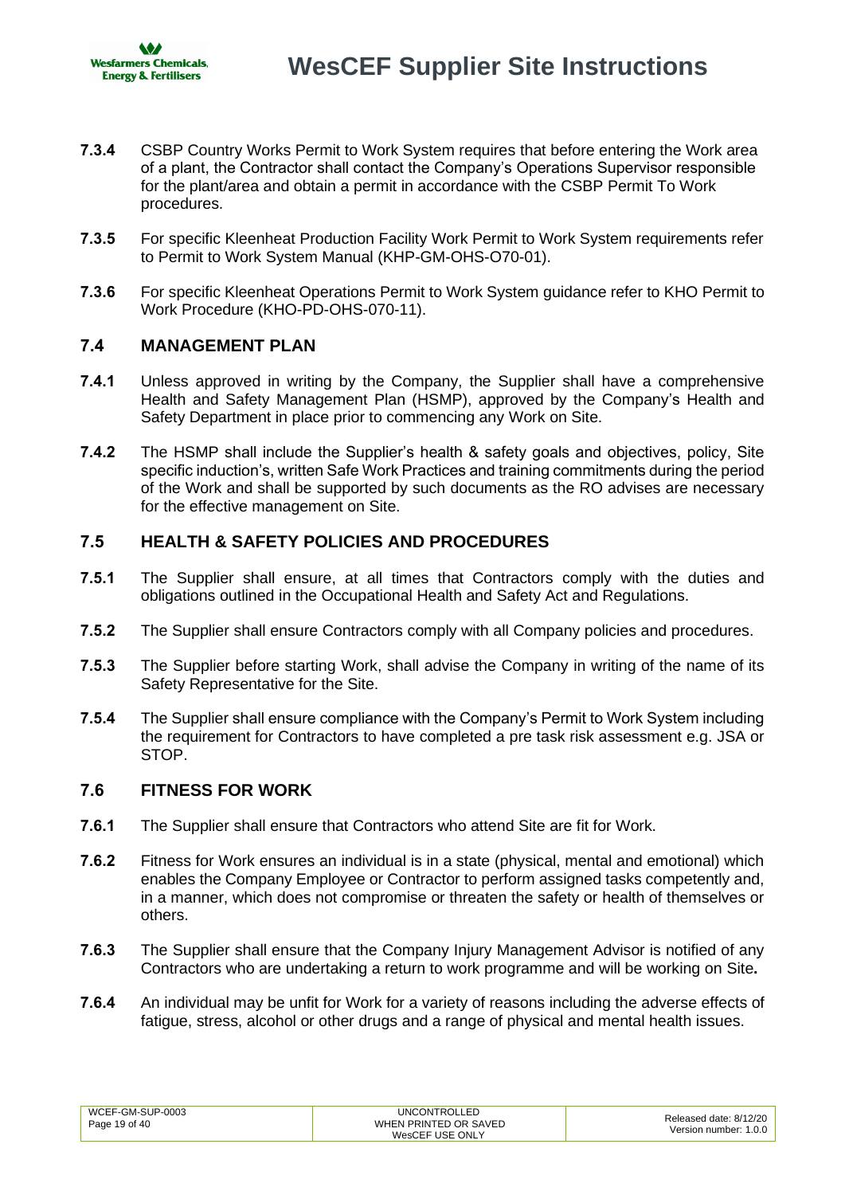**7.3.4** CSBP Country Works Permit to Work System requires that before entering the Work area of a plant, the Contractor shall contact the Company's Operations Supervisor responsible for the plant/area and obtain a permit in accordance with the CSBP Permit To Work procedures.

**7.3.5** For specific Kleenheat Production Facility Work Permit to Work System requirements refer to Permit to Work System Manual (KHP-GM-OHS-O70-01).

**7.3.6** For specific Kleenheat Operations Permit to Work System guidance refer to KHO Permit to Work Procedure (KHO-PD-OHS-070-11).

## 7.4 MANAGEMENT PLAN

**7.4.1** Unless approved in writing by the Company, the Supplier shall have a comprehensive Health and Safety Management Plan (HSMP), approved by the Company's Health and Safety Department in place prior to commencing any Work on Site.

**7.4.2** The HSMP shall include the Supplier's health & safety goals and objectives, policy, Site specific induction's, written Safe Work Practices and training commitments during the period of the Work and shall be supported by such documents as the RO advises are necessary for the effective management on Site.

## 7.5 HEALTH & SAFETY POLICIES AND PROCEDURES

**7.5.1** The Supplier shall ensure, at all times that Contractors comply with the duties and obligations outlined in the Occupational Health and Safety Act and Regulations.

**7.5.2** The Supplier shall ensure Contractors comply with all Company policies and procedures.

**7.5.3** The Supplier before starting Work, shall advise the Company in writing of the name of its Safety Representative for the Site.

**7.5.4** The Supplier shall ensure compliance with the Company's Permit to Work System including the requirement for Contractors to have completed a pre task risk assessment e.g. JSA or STOP.

## 7.6 FITNESS FOR WORK

**7.6.1** The Supplier shall ensure that Contractors who attend Site are fit for Work.

**7.6.2** Fitness for Work ensures an individual is in a state (physical, mental and emotional) which enables the Company Employee or Contractor to perform assigned tasks competently and, in a manner, which does not compromise or threaten the safety or health of themselves or others.

**7.6.3** The Supplier shall ensure that the Company Injury Management Advisor is notified of any Contractors who are undertaking a return to work programme and will be working on Site.

**7.6.4** An individual may be unfit for Work for a variety of reasons including the adverse effects of fatigue, stress, alcohol or other drugs and a range of physical and mental health issues.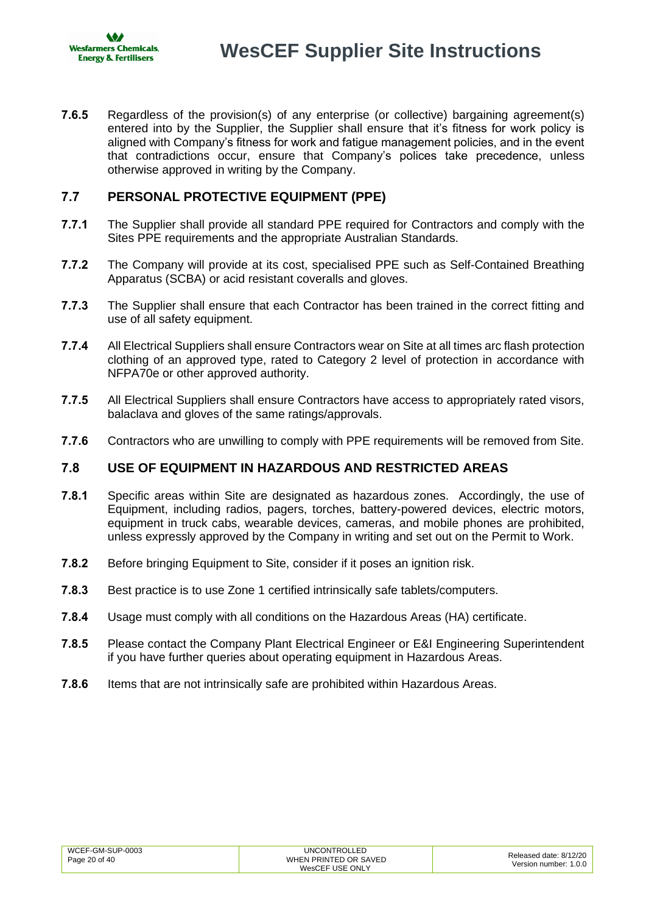**7.6.5** Regardless of the provision(s) of any enterprise (or collective) bargaining agreement(s) entered into by the Supplier, the Supplier shall ensure that it's fitness for work policy is aligned with Company's fitness for work and fatigue management policies, and in the event that contradictions occur, ensure that Company's polices take precedence, unless otherwise approved in writing by the Company.

## 7.7 PERSONAL PROTECTIVE EQUIPMENT (PPE)

**7.7.1** The Supplier shall provide all standard PPE required for Contractors and comply with the Sites PPE requirements and the appropriate Australian Standards.

**7.7.2** The Company will provide at its cost, specialised PPE such as Self-Contained Breathing Apparatus (SCBA) or acid resistant coveralls and gloves.

**7.7.3** The Supplier shall ensure that each Contractor has been trained in the correct fitting and use of all safety equipment.

**7.7.4** All Electrical Suppliers shall ensure Contractors wear on Site at all times arc flash protection clothing of an approved type, rated to Category 2 level of protection in accordance with NFPA70e or other approved authority.

**7.7.5** All Electrical Suppliers shall ensure Contractors have access to appropriately rated visors, balaclava and gloves of the same ratings/approvals.

**7.7.6** Contractors who are unwilling to comply with PPE requirements will be removed from Site.

## 7.8 USE OF EQUIPMENT IN HAZARDOUS AND RESTRICTED AREAS

**7.8.1** Specific areas within Site are designated as hazardous zones. Accordingly, the use of Equipment, including radios, pagers, torches, battery-powered devices, electric motors, equipment in truck cabs, wearable devices, cameras, and mobile phones are prohibited, unless expressly approved by the Company in writing and set out on the Permit to Work.

**7.8.2** Before bringing Equipment to Site, consider if it poses an ignition risk.

**7.8.3** Best practice is to use Zone 1 certified intrinsically safe tablets/computers.

**7.8.4** Usage must comply with all conditions on the Hazardous Areas (HA) certificate.

**7.8.5** Please contact the Company Plant Electrical Engineer or E&I Engineering Superintendent if you have further queries about operating equipment in Hazardous Areas.

**7.8.6** Items that are not intrinsically safe are prohibited within Hazardous Areas.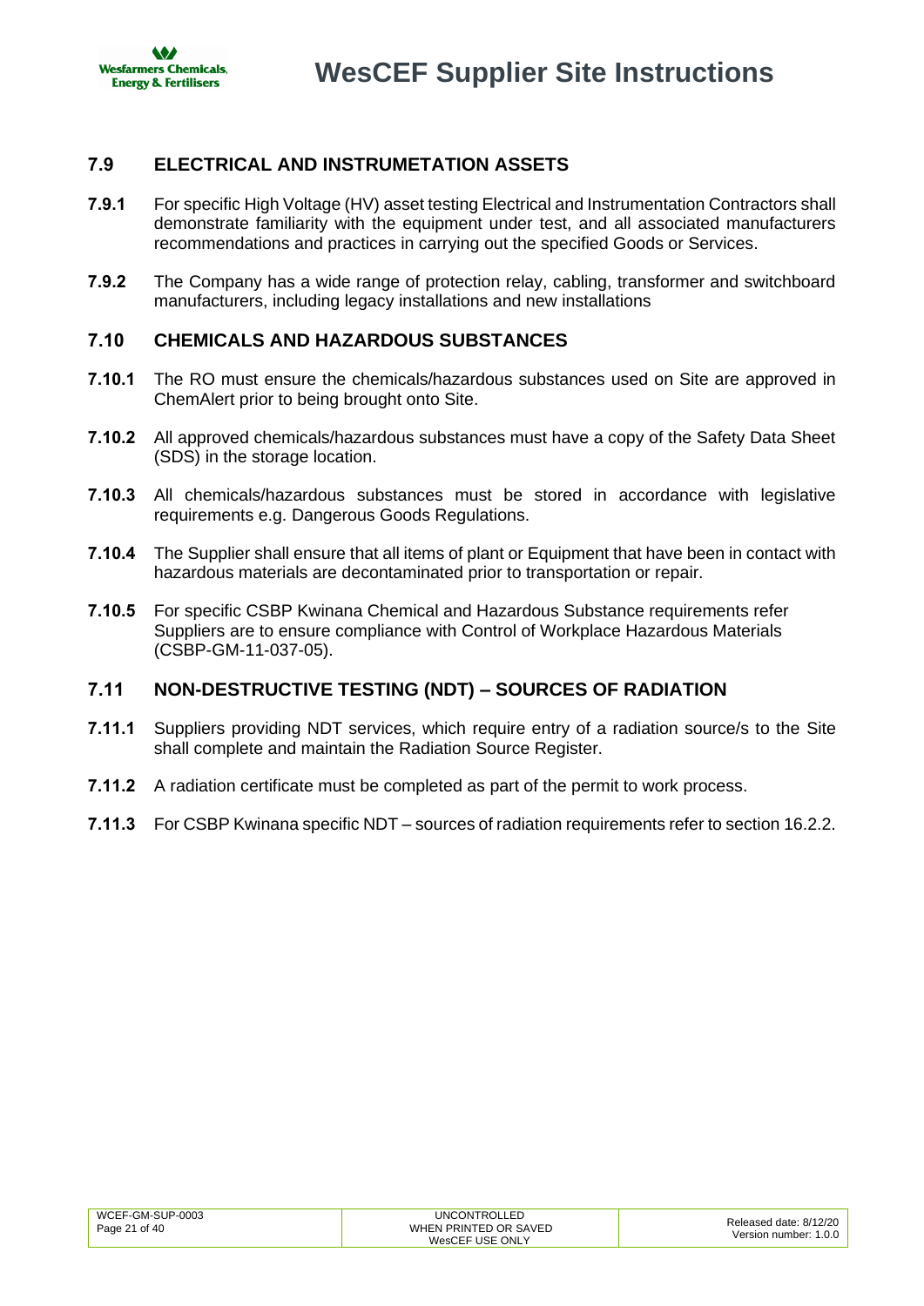## 7.9 ELECTRICAL AND INSTRUMETATION ASSETS

**7.9.1** For specific High Voltage (HV) asset testing Electrical and Instrumentation Contractors shall demonstrate familiarity with the equipment under test, and all associated manufacturers recommendations and practices in carrying out the specified Goods or Services.

**7.9.2** The Company has a wide range of protection relay, cabling, transformer and switchboard manufacturers, including legacy installations and new installations

## 7.10 CHEMICALS AND HAZARDOUS SUBSTANCES

**7.10.1** The RO must ensure the chemicals/hazardous substances used on Site are approved in ChemAlert prior to being brought onto Site.

**7.10.2** All approved chemicals/hazardous substances must have a copy of the Safety Data Sheet (SDS) in the storage location.

**7.10.3** All chemicals/hazardous substances must be stored in accordance with legislative requirements e.g. Dangerous Goods Regulations.

**7.10.4** The Supplier shall ensure that all items of plant or Equipment that have been in contact with hazardous materials are decontaminated prior to transportation or repair.

**7.10.5** For specific CSBP Kwinana Chemical and Hazardous Substance requirements refer Suppliers are to ensure compliance with Control of Workplace Hazardous Materials (CSBP-GM-11-037-05).

## 7.11 NON-DESTRUCTIVE TESTING (NDT) – SOURCES OF RADIATION

**7.11.1** Suppliers providing NDT services, which require entry of a radiation source/s to the Site shall complete and maintain the Radiation Source Register.

**7.11.2** A radiation certificate must be completed as part of the permit to work process.

**7.11.3** For CSBP Kwinana specific NDT – sources of radiation requirements refer to section 16.2.2.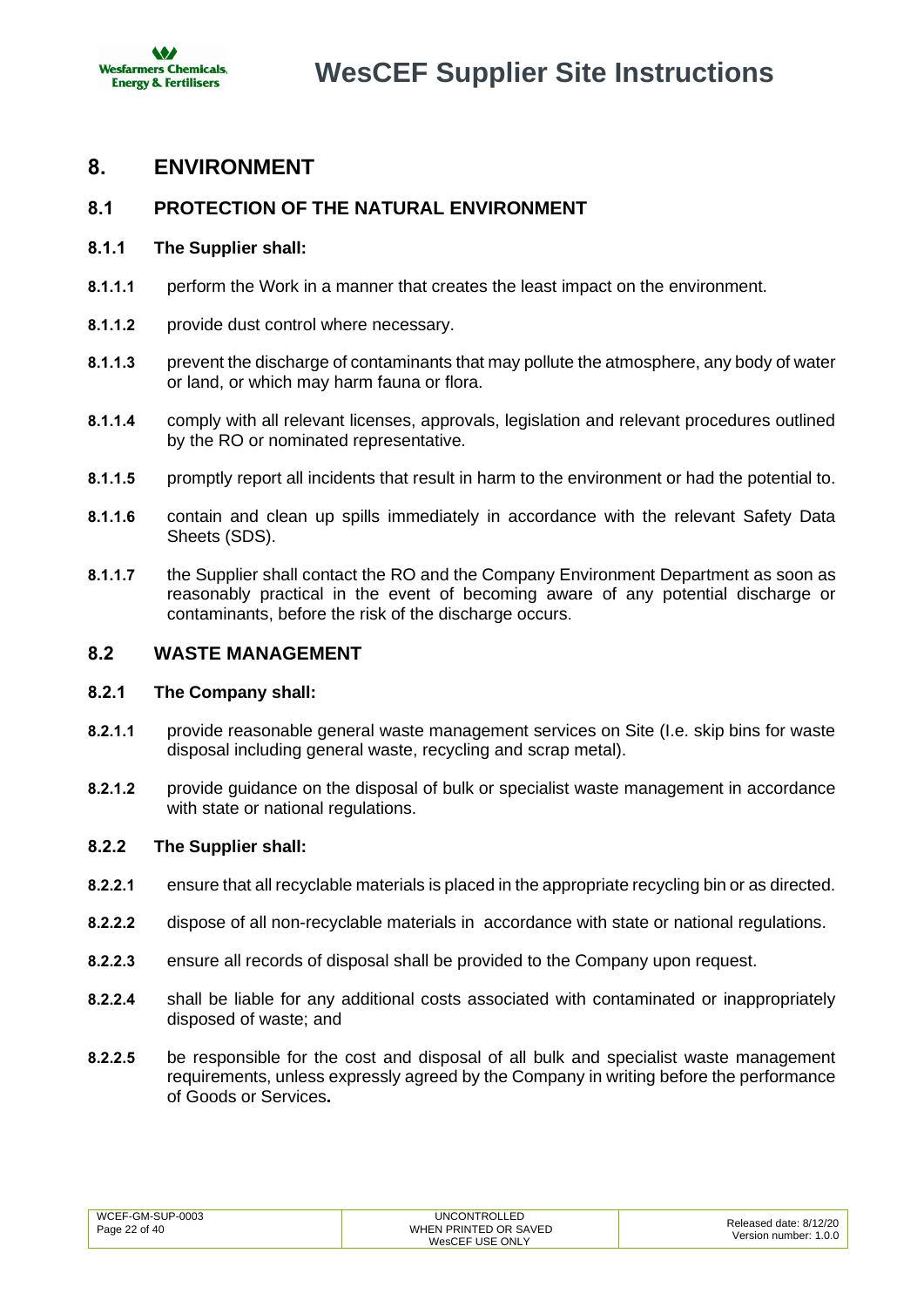# 8. ENVIRONMENT

## 8.1 PROTECTION OF THE NATURAL ENVIRONMENT

### 8.1.1 The Supplier shall:

**8.1.1.1** perform the Work in a manner that creates the least impact on the environment.

**8.1.1.2** provide dust control where necessary.

**8.1.1.3** prevent the discharge of contaminants that may pollute the atmosphere, any body of water or land, or which may harm fauna or flora.

**8.1.1.4** comply with all relevant licenses, approvals, legislation and relevant procedures outlined by the RO or nominated representative.

**8.1.1.5** promptly report all incidents that result in harm to the environment or had the potential to.

**8.1.1.6** contain and clean up spills immediately in accordance with the relevant Safety Data Sheets (SDS).

**8.1.1.7** the Supplier shall contact the RO and the Company Environment Department as soon as reasonably practical in the event of becoming aware of any potential discharge or contaminants, before the risk of the discharge occurs.

## 8.2 WASTE MANAGEMENT

### 8.2.1 The Company shall:

**8.2.1.1** provide reasonable general waste management services on Site (I.e. skip bins for waste disposal including general waste, recycling and scrap metal).

**8.2.1.2** provide guidance on the disposal of bulk or specialist waste management in accordance with state or national regulations.

### 8.2.2 The Supplier shall:

**8.2.2.1** ensure that all recyclable materials is placed in the appropriate recycling bin or as directed.

**8.2.2.2** dispose of all non-recyclable materials in accordance with state or national regulations.

**8.2.2.3** ensure all records of disposal shall be provided to the Company upon request.

**8.2.2.4** shall be liable for any additional costs associated with contaminated or inappropriately disposed of waste; and

**8.2.2.5** be responsible for the cost and disposal of all bulk and specialist waste management requirements, unless expressly agreed by the Company in writing before the performance of Goods or Services**.**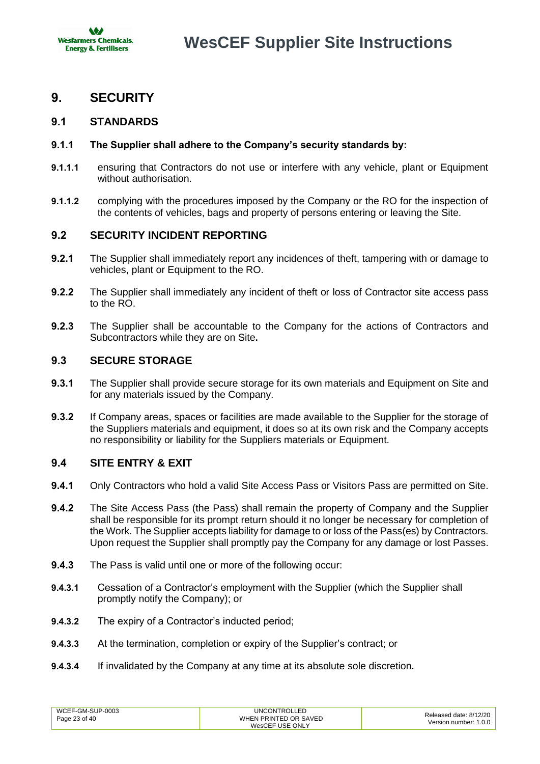# 9. SECURITY

## 9.1 STANDARDS

### 9.1.1 The Supplier shall adhere to the Company's security standards by:

**9.1.1.1** ensuring that Contractors do not use or interfere with any vehicle, plant or Equipment without authorisation.

**9.1.1.2** complying with the procedures imposed by the Company or the RO for the inspection of the contents of vehicles, bags and property of persons entering or leaving the Site.

## 9.2 SECURITY INCIDENT REPORTING

**9.2.1** The Supplier shall immediately report any incidences of theft, tampering with or damage to vehicles, plant or Equipment to the RO.

**9.2.2** The Supplier shall immediately any incident of theft or loss of Contractor site access pass to the RO.

**9.2.3** The Supplier shall be accountable to the Company for the actions of Contractors and Subcontractors while they are on Site**.**

## 9.3 SECURE STORAGE

**9.3.1** The Supplier shall provide secure storage for its own materials and Equipment on Site and for any materials issued by the Company.

**9.3.2** If Company areas, spaces or facilities are made available to the Supplier for the storage of the Suppliers materials and equipment, it does so at its own risk and the Company accepts no responsibility or liability for the Suppliers materials or Equipment.

## 9.4 SITE ENTRY & EXIT

**9.4.1** Only Contractors who hold a valid Site Access Pass or Visitors Pass are permitted on Site.

**9.4.2** The Site Access Pass (the Pass) shall remain the property of Company and the Supplier shall be responsible for its prompt return should it no longer be necessary for completion of the Work. The Supplier accepts liability for damage to or loss of the Pass(es) by Contractors. Upon request the Supplier shall promptly pay the Company for any damage or lost Passes.

**9.4.3** The Pass is valid until one or more of the following occur:

**9.4.3.1** Cessation of a Contractor's employment with the Supplier (which the Supplier shall promptly notify the Company); or

**9.4.3.2** The expiry of a Contractor's inducted period;

**9.4.3.3** At the termination, completion or expiry of the Supplier's contract; or

**9.4.3.4** If invalidated by the Company at any time at its absolute sole discretion**.**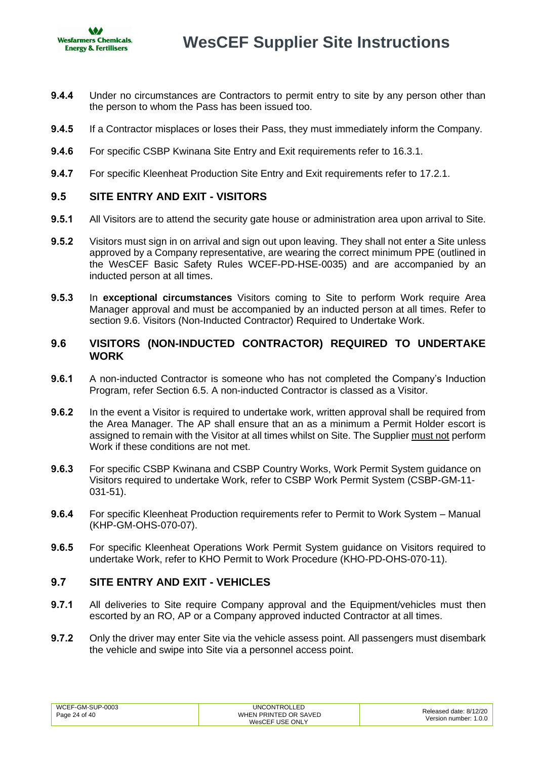**9.4.4** Under no circumstances are Contractors to permit entry to site by any person other than the person to whom the Pass has been issued too.

**9.4.5** If a Contractor misplaces or loses their Pass, they must immediately inform the Company.

**9.4.6** For specific CSBP Kwinana Site Entry and Exit requirements refer to 16.3.1.

**9.4.7** For specific Kleenheat Production Site Entry and Exit requirements refer to 17.2.1.

## 9.5 SITE ENTRY AND EXIT - VISITORS

**9.5.1** All Visitors are to attend the security gate house or administration area upon arrival to Site.

**9.5.2** Visitors must sign in on arrival and sign out upon leaving. They shall not enter a Site unless approved by a Company representative, are wearing the correct minimum PPE (outlined in the WesCEF Basic Safety Rules WCEF-PD-HSE-0035) and are accompanied by an inducted person at all times.

**9.5.3** In **exceptional circumstances** Visitors coming to Site to perform Work require Area Manager approval and must be accompanied by an inducted person at all times. Refer to section 9.6. Visitors (Non-Inducted Contractor) Required to Undertake Work.

## 9.6 VISITORS (NON-INDUCTED CONTRACTOR) REQUIRED TO UNDERTAKE WORK

**9.6.1** A non-inducted Contractor is someone who has not completed the Company's Induction Program, refer Section 6.5. A non-inducted Contractor is classed as a Visitor.

**9.6.2** In the event a Visitor is required to undertake work, written approval shall be required from the Area Manager. The AP shall ensure that an as a minimum a Permit Holder escort is assigned to remain with the Visitor at all times whilst on Site. The Supplier must not perform Work if these conditions are not met.

**9.6.3** For specific CSBP Kwinana and CSBP Country Works, Work Permit System guidance on Visitors required to undertake Work, refer to CSBP Work Permit System (CSBP-GM-11-031-51).

**9.6.4** For specific Kleenheat Production requirements refer to Permit to Work System – Manual (KHP-GM-OHS-070-07).

**9.6.5** For specific Kleenheat Operations Work Permit System guidance on Visitors required to undertake Work, refer to KHO Permit to Work Procedure (KHO-PD-OHS-070-11).

## 9.7 SITE ENTRY AND EXIT - VEHICLES

**9.7.1** All deliveries to Site require Company approval and the Equipment/vehicles must then escorted by an RO, AP or a Company approved inducted Contractor at all times.

**9.7.2** Only the driver may enter Site via the vehicle assess point. All passengers must disembark the vehicle and swipe into Site via a personnel access point.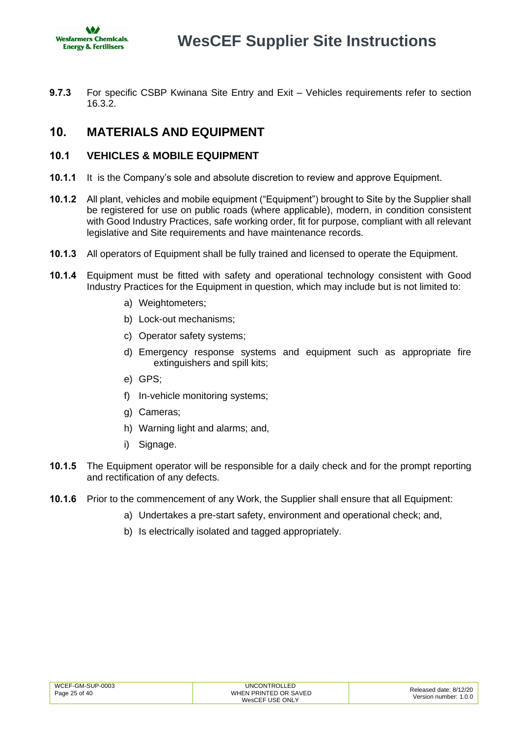**9.7.3** For specific CSBP Kwinana Site Entry and Exit – Vehicles requirements refer to section 16.3.2.

## 10. MATERIALS AND EQUIPMENT

### 10.1 VEHICLES & MOBILE EQUIPMENT

**10.1.1** It is the Company's sole and absolute discretion to review and approve Equipment.

**10.1.2** All plant, vehicles and mobile equipment ("Equipment") brought to Site by the Supplier shall be registered for use on public roads (where applicable), modern, in condition consistent with Good Industry Practices, safe working order, fit for purpose, compliant with all relevant legislative and Site requirements and have maintenance records.

**10.1.3** All operators of Equipment shall be fully trained and licensed to operate the Equipment.

**10.1.4** Equipment must be fitted with safety and operational technology consistent with Good Industry Practices for the Equipment in question, which may include but is not limited to:

a) Weightometers;

b) Lock-out mechanisms;

c) Operator safety systems;

d) Emergency response systems and equipment such as appropriate fire extinguishers and spill kits;

e) GPS;

f) In-vehicle monitoring systems;

g) Cameras;

h) Warning light and alarms; and,

i) Signage.

**10.1.5** The Equipment operator will be responsible for a daily check and for the prompt reporting and rectification of any defects.

**10.1.6** Prior to the commencement of any Work, the Supplier shall ensure that all Equipment:

a) Undertakes a pre-start safety, environment and operational check; and,

b) Is electrically isolated and tagged appropriately.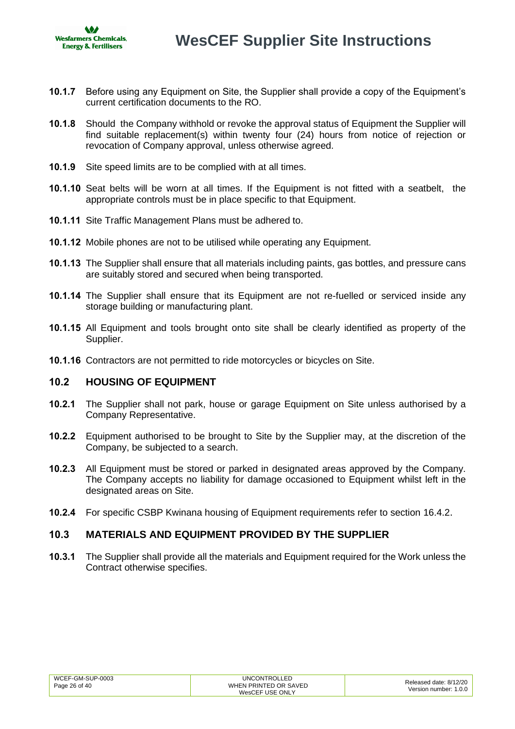**10.1.7** Before using any Equipment on Site, the Supplier shall provide a copy of the Equipment's current certification documents to the RO.

**10.1.8** Should the Company withhold or revoke the approval status of Equipment the Supplier will find suitable replacement(s) within twenty four (24) hours from notice of rejection or revocation of Company approval, unless otherwise agreed.

**10.1.9** Site speed limits are to be complied with at all times.

**10.1.10** Seat belts will be worn at all times. If the Equipment is not fitted with a seatbelt, the appropriate controls must be in place specific to that Equipment.

**10.1.11** Site Traffic Management Plans must be adhered to.

**10.1.12** Mobile phones are not to be utilised while operating any Equipment.

**10.1.13** The Supplier shall ensure that all materials including paints, gas bottles, and pressure cans are suitably stored and secured when being transported.

**10.1.14** The Supplier shall ensure that its Equipment are not re-fuelled or serviced inside any storage building or manufacturing plant.

**10.1.15** All Equipment and tools brought onto site shall be clearly identified as property of the Supplier.

**10.1.16** Contractors are not permitted to ride motorcycles or bicycles on Site.

## 10.2 HOUSING OF EQUIPMENT

**10.2.1** The Supplier shall not park, house or garage Equipment on Site unless authorised by a Company Representative.

**10.2.2** Equipment authorised to be brought to Site by the Supplier may, at the discretion of the Company, be subjected to a search.

**10.2.3** All Equipment must be stored or parked in designated areas approved by the Company. The Company accepts no liability for damage occasioned to Equipment whilst left in the designated areas on Site.

**10.2.4** For specific CSBP Kwinana housing of Equipment requirements refer to section 16.4.2.

## 10.3 MATERIALS AND EQUIPMENT PROVIDED BY THE SUPPLIER

**10.3.1** The Supplier shall provide all the materials and Equipment required for the Work unless the Contract otherwise specifies.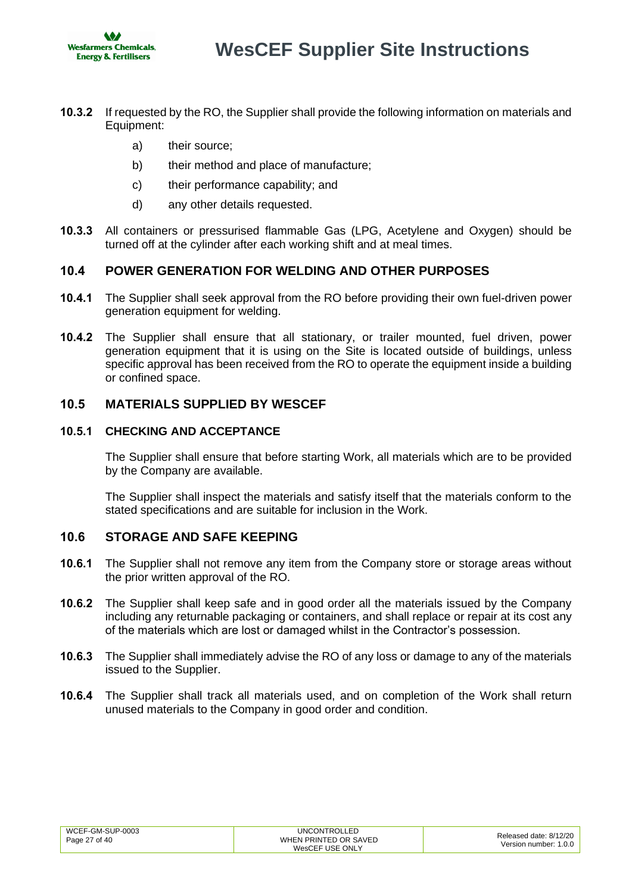**10.3.2** If requested by the RO, the Supplier shall provide the following information on materials and Equipment:

a) their source;

b) their method and place of manufacture;

c) their performance capability; and

d) any other details requested.

**10.3.3** All containers or pressurised flammable Gas (LPG, Acetylene and Oxygen) should be turned off at the cylinder after each working shift and at meal times.

## 10.4 POWER GENERATION FOR WELDING AND OTHER PURPOSES

**10.4.1** The Supplier shall seek approval from the RO before providing their own fuel-driven power generation equipment for welding.

**10.4.2** The Supplier shall ensure that all stationary, or trailer mounted, fuel driven, power generation equipment that it is using on the Site is located outside of buildings, unless specific approval has been received from the RO to operate the equipment inside a building or confined space.

## 10.5 MATERIALS SUPPLIED BY WESCEF

### 10.5.1 CHECKING AND ACCEPTANCE

The Supplier shall ensure that before starting Work, all materials which are to be provided by the Company are available.

The Supplier shall inspect the materials and satisfy itself that the materials conform to the stated specifications and are suitable for inclusion in the Work.

## 10.6 STORAGE AND SAFE KEEPING

**10.6.1** The Supplier shall not remove any item from the Company store or storage areas without the prior written approval of the RO.

**10.6.2** The Supplier shall keep safe and in good order all the materials issued by the Company including any returnable packaging or containers, and shall replace or repair at its cost any of the materials which are lost or damaged whilst in the Contractor's possession.

**10.6.3** The Supplier shall immediately advise the RO of any loss or damage to any of the materials issued to the Supplier.

**10.6.4** The Supplier shall track all materials used, and on completion of the Work shall return unused materials to the Company in good order and condition.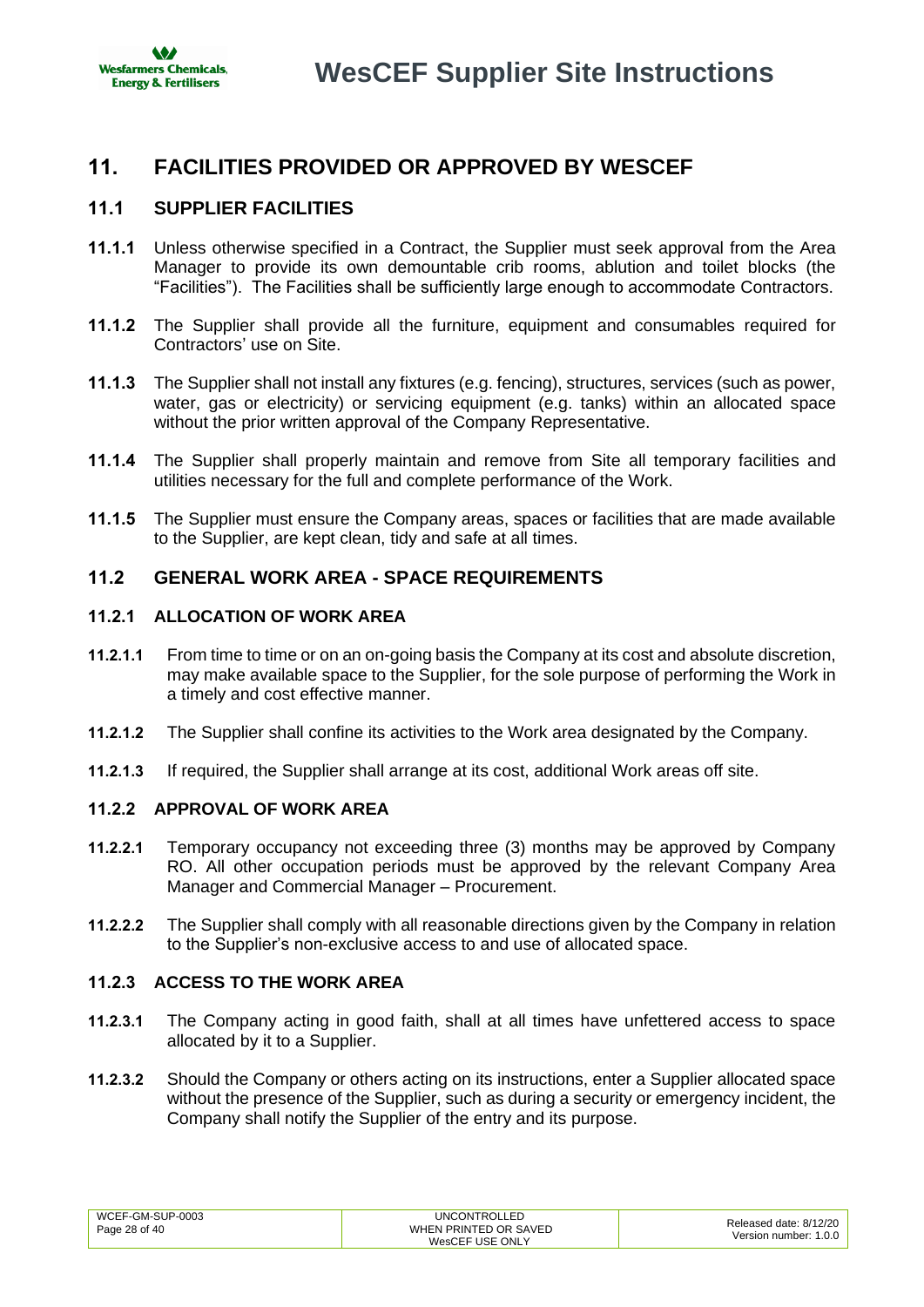## 11. FACILITIES PROVIDED OR APPROVED BY WESCEF

### 11.1 SUPPLIER FACILITIES

**11.1.1** Unless otherwise specified in a Contract, the Supplier must seek approval from the Area Manager to provide its own demountable crib rooms, ablution and toilet blocks (the "Facilities"). The Facilities shall be sufficiently large enough to accommodate Contractors.

**11.1.2** The Supplier shall provide all the furniture, equipment and consumables required for Contractors' use on Site.

**11.1.3** The Supplier shall not install any fixtures (e.g. fencing), structures, services (such as power, water, gas or electricity) or servicing equipment (e.g. tanks) within an allocated space without the prior written approval of the Company Representative.

**11.1.4** The Supplier shall properly maintain and remove from Site all temporary facilities and utilities necessary for the full and complete performance of the Work.

**11.1.5** The Supplier must ensure the Company areas, spaces or facilities that are made available to the Supplier, are kept clean, tidy and safe at all times.

### 11.2 GENERAL WORK AREA - SPACE REQUIREMENTS

#### 11.2.1 ALLOCATION OF WORK AREA

**11.2.1.1** From time to time or on an on-going basis the Company at its cost and absolute discretion, may make available space to the Supplier, for the sole purpose of performing the Work in a timely and cost effective manner.

**11.2.1.2** The Supplier shall confine its activities to the Work area designated by the Company.

**11.2.1.3** If required, the Supplier shall arrange at its cost, additional Work areas off site.

#### 11.2.2 APPROVAL OF WORK AREA

**11.2.2.1** Temporary occupancy not exceeding three (3) months may be approved by Company RO. All other occupation periods must be approved by the relevant Company Area Manager and Commercial Manager – Procurement.

**11.2.2.2** The Supplier shall comply with all reasonable directions given by the Company in relation to the Supplier's non-exclusive access to and use of allocated space.

#### 11.2.3 ACCESS TO THE WORK AREA

**11.2.3.1** The Company acting in good faith, shall at all times have unfettered access to space allocated by it to a Supplier.

**11.2.3.2** Should the Company or others acting on its instructions, enter a Supplier allocated space without the presence of the Supplier, such as during a security or emergency incident, the Company shall notify the Supplier of the entry and its purpose.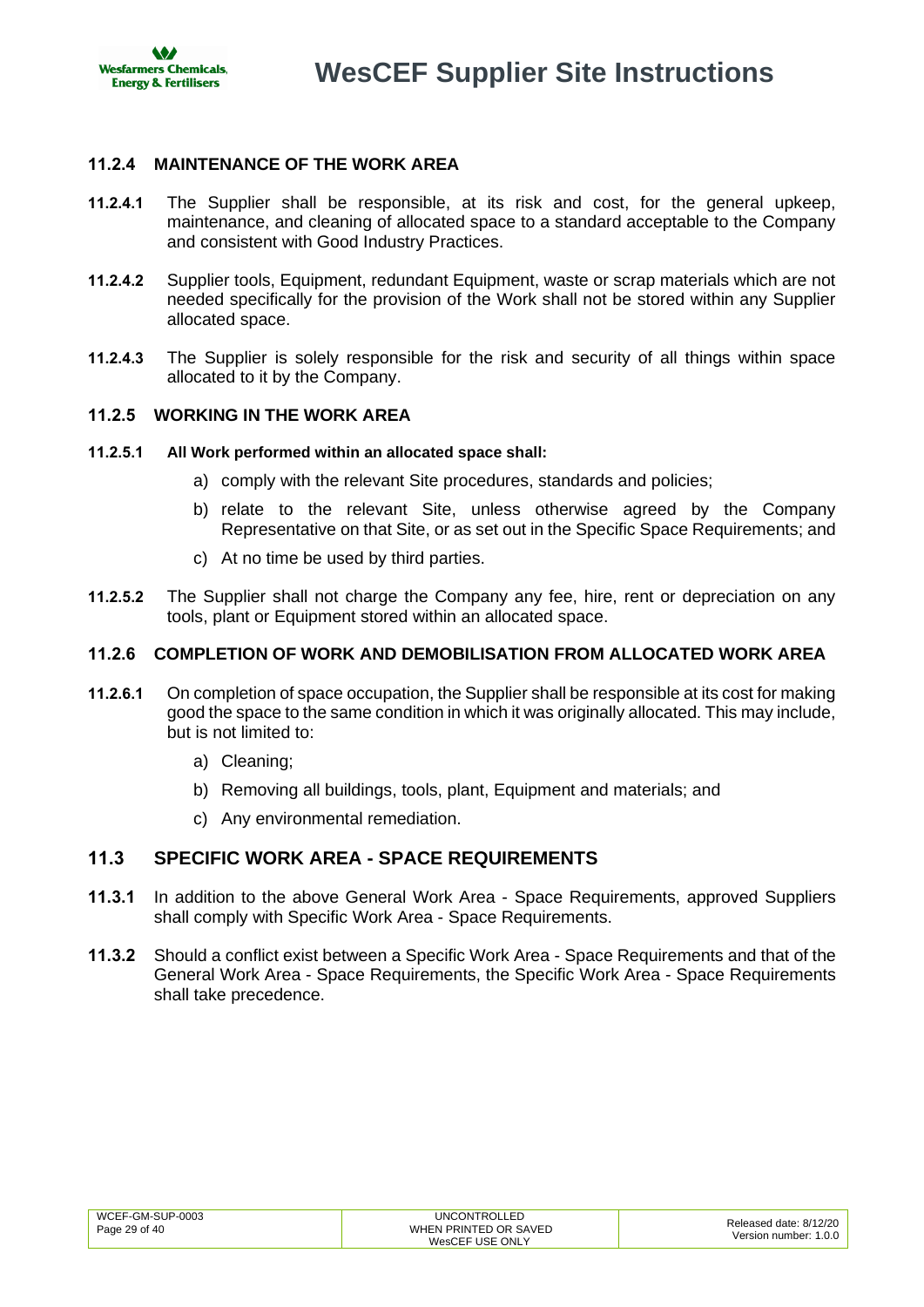### 11.2.4 MAINTENANCE OF THE WORK AREA

**11.2.4.1** The Supplier shall be responsible, at its risk and cost, for the general upkeep, maintenance, and cleaning of allocated space to a standard acceptable to the Company and consistent with Good Industry Practices.

**11.2.4.2** Supplier tools, Equipment, redundant Equipment, waste or scrap materials which are not needed specifically for the provision of the Work shall not be stored within any Supplier allocated space.

**11.2.4.3** The Supplier is solely responsible for the risk and security of all things within space allocated to it by the Company.

### 11.2.5 WORKING IN THE WORK AREA

**11.2.5.1 All Work performed within an allocated space shall:**

a) comply with the relevant Site procedures, standards and policies;

b) relate to the relevant Site, unless otherwise agreed by the Company Representative on that Site, or as set out in the Specific Space Requirements; and

c) At no time be used by third parties.

**11.2.5.2** The Supplier shall not charge the Company any fee, hire, rent or depreciation on any tools, plant or Equipment stored within an allocated space.

### 11.2.6 COMPLETION OF WORK AND DEMOBILISATION FROM ALLOCATED WORK AREA

**11.2.6.1** On completion of space occupation, the Supplier shall be responsible at its cost for making good the space to the same condition in which it was originally allocated. This may include, but is not limited to:

a) Cleaning;

b) Removing all buildings, tools, plant, Equipment and materials; and

c) Any environmental remediation.

## 11.3 SPECIFIC WORK AREA - SPACE REQUIREMENTS

**11.3.1** In addition to the above General Work Area - Space Requirements, approved Suppliers shall comply with Specific Work Area - Space Requirements.

**11.3.2** Should a conflict exist between a Specific Work Area - Space Requirements and that of the General Work Area - Space Requirements, the Specific Work Area - Space Requirements shall take precedence.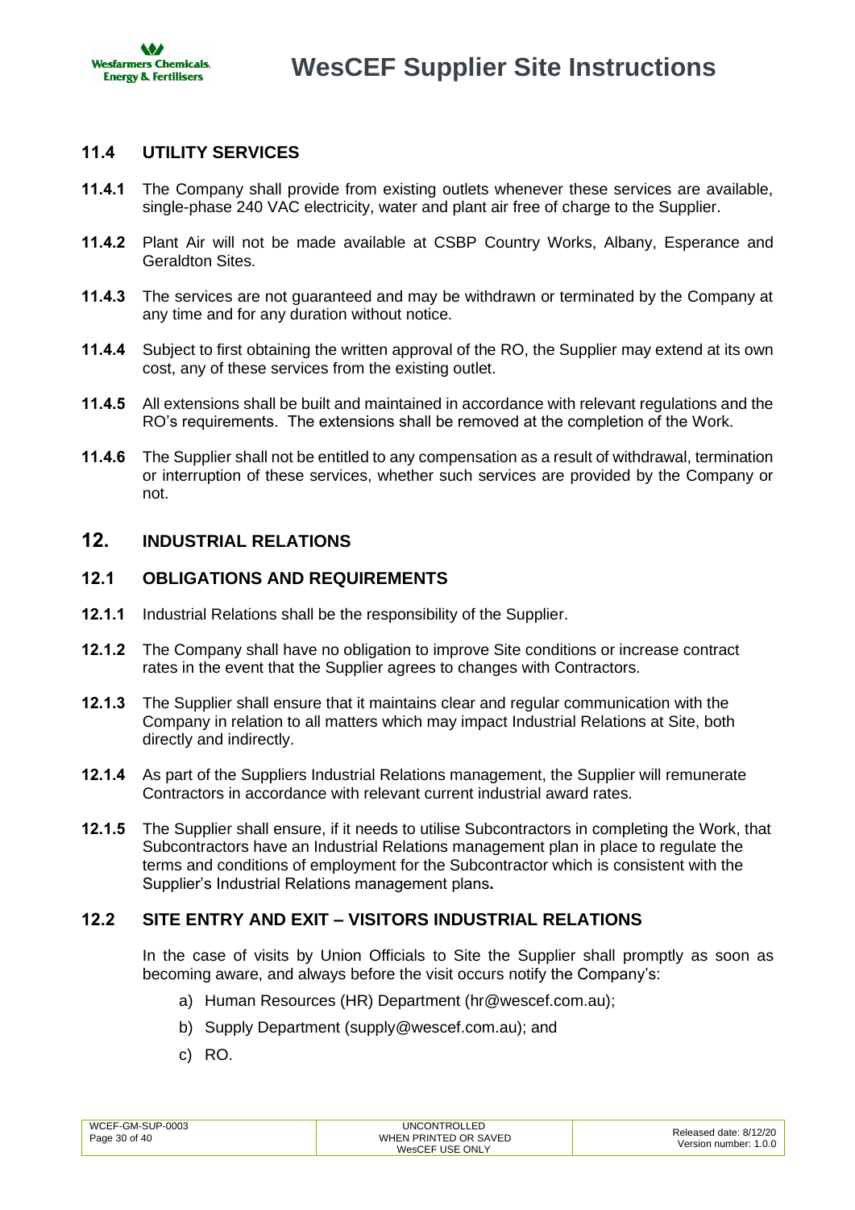### 11.4 UTILITY SERVICES

**11.4.1** The Company shall provide from existing outlets whenever these services are available, single-phase 240 VAC electricity, water and plant air free of charge to the Supplier.

**11.4.2** Plant Air will not be made available at CSBP Country Works, Albany, Esperance and Geraldton Sites.

**11.4.3** The services are not guaranteed and may be withdrawn or terminated by the Company at any time and for any duration without notice.

**11.4.4** Subject to first obtaining the written approval of the RO, the Supplier may extend at its own cost, any of these services from the existing outlet.

**11.4.5** All extensions shall be built and maintained in accordance with relevant regulations and the RO's requirements. The extensions shall be removed at the completion of the Work.

**11.4.6** The Supplier shall not be entitled to any compensation as a result of withdrawal, termination or interruption of these services, whether such services are provided by the Company or not.

## 12. INDUSTRIAL RELATIONS

### 12.1 OBLIGATIONS AND REQUIREMENTS

**12.1.1** Industrial Relations shall be the responsibility of the Supplier.

**12.1.2** The Company shall have no obligation to improve Site conditions or increase contract rates in the event that the Supplier agrees to changes with Contractors.

**12.1.3** The Supplier shall ensure that it maintains clear and regular communication with the Company in relation to all matters which may impact Industrial Relations at Site, both directly and indirectly.

**12.1.4** As part of the Suppliers Industrial Relations management, the Supplier will remunerate Contractors in accordance with relevant current industrial award rates.

**12.1.5** The Supplier shall ensure, if it needs to utilise Subcontractors in completing the Work, that Subcontractors have an Industrial Relations management plan in place to regulate the terms and conditions of employment for the Subcontractor which is consistent with the Supplier's Industrial Relations management plans**.**

### 12.2 SITE ENTRY AND EXIT – VISITORS INDUSTRIAL RELATIONS

In the case of visits by Union Officials to Site the Supplier shall promptly as soon as becoming aware, and always before the visit occurs notify the Company's:

a) Human Resources (HR) Department (hr@wescef.com.au);

b) Supply Department (supply@wescef.com.au); and

c) RO.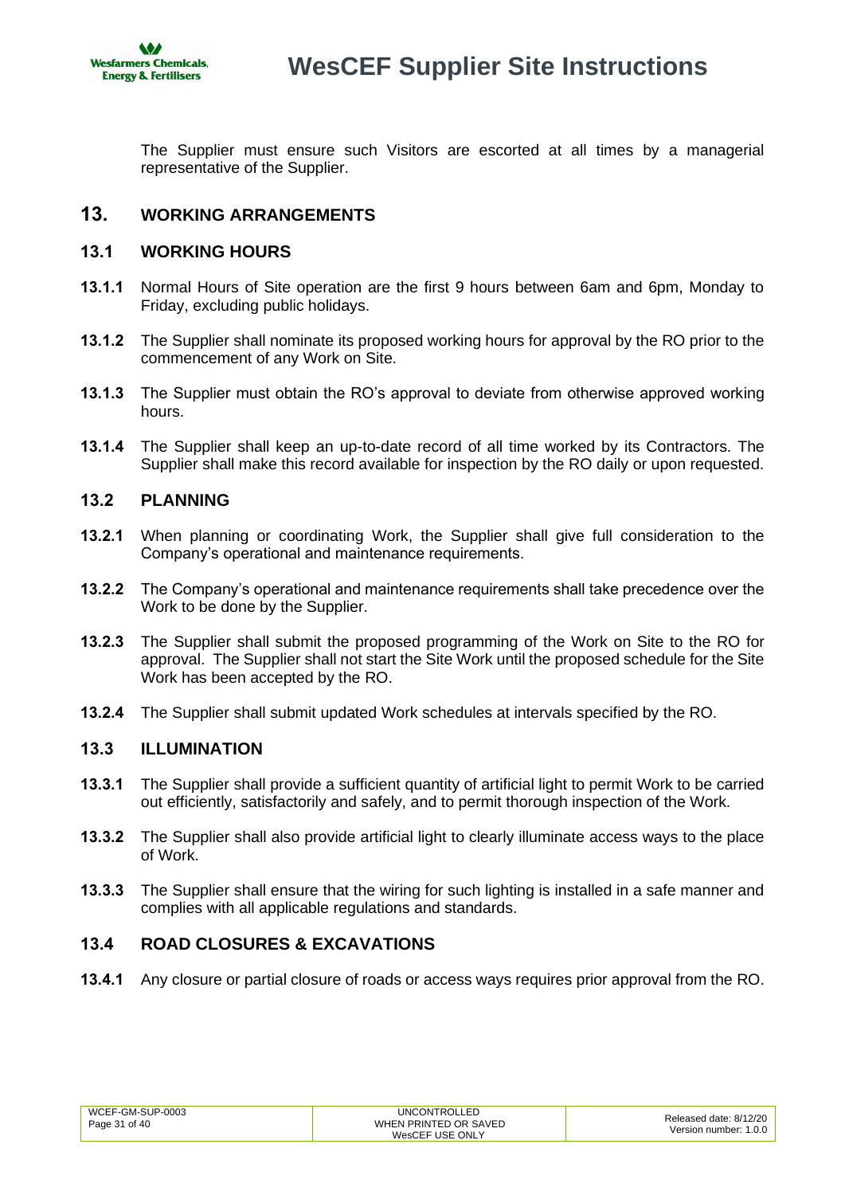The Supplier must ensure such Visitors are escorted at all times by a managerial representative of the Supplier.

## 13. WORKING ARRANGEMENTS

### 13.1 WORKING HOURS

**13.1.1** Normal Hours of Site operation are the first 9 hours between 6am and 6pm, Monday to Friday, excluding public holidays.

**13.1.2** The Supplier shall nominate its proposed working hours for approval by the RO prior to the commencement of any Work on Site.

**13.1.3** The Supplier must obtain the RO's approval to deviate from otherwise approved working hours.

**13.1.4** The Supplier shall keep an up-to-date record of all time worked by its Contractors. The Supplier shall make this record available for inspection by the RO daily or upon requested.

### 13.2 PLANNING

**13.2.1** When planning or coordinating Work, the Supplier shall give full consideration to the Company's operational and maintenance requirements.

**13.2.2** The Company's operational and maintenance requirements shall take precedence over the Work to be done by the Supplier.

**13.2.3** The Supplier shall submit the proposed programming of the Work on Site to the RO for approval. The Supplier shall not start the Site Work until the proposed schedule for the Site Work has been accepted by the RO.

**13.2.4** The Supplier shall submit updated Work schedules at intervals specified by the RO.

### 13.3 ILLUMINATION

**13.3.1** The Supplier shall provide a sufficient quantity of artificial light to permit Work to be carried out efficiently, satisfactorily and safely, and to permit thorough inspection of the Work.

**13.3.2** The Supplier shall also provide artificial light to clearly illuminate access ways to the place of Work.

**13.3.3** The Supplier shall ensure that the wiring for such lighting is installed in a safe manner and complies with all applicable regulations and standards.

### 13.4 ROAD CLOSURES & EXCAVATIONS

**13.4.1** Any closure or partial closure of roads or access ways requires prior approval from the RO.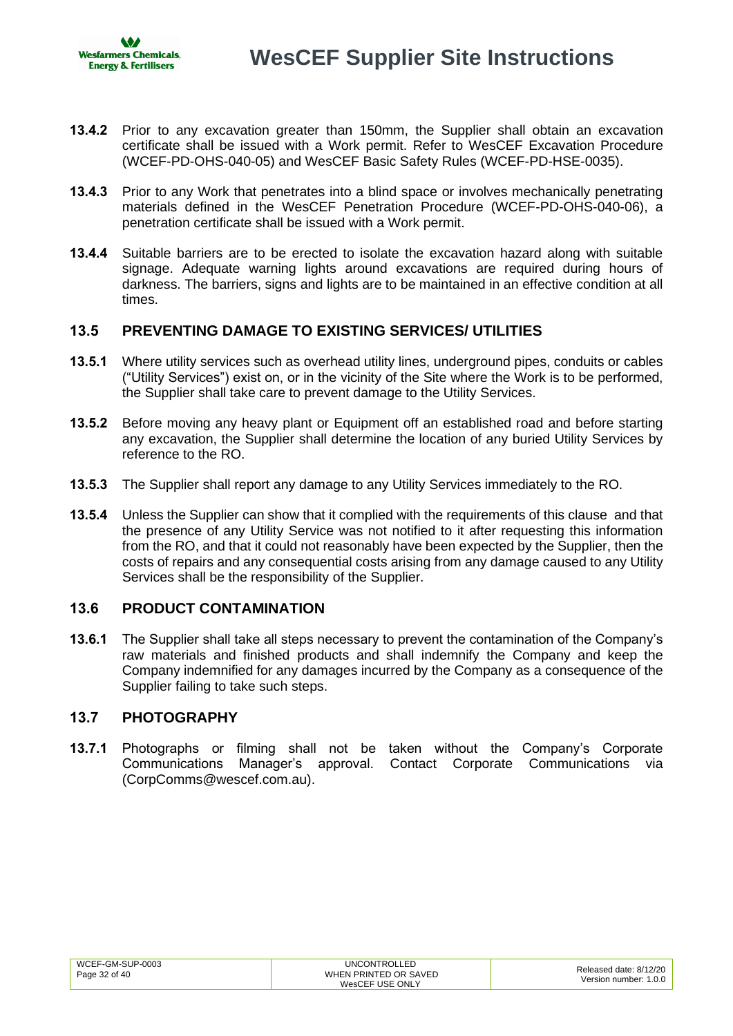**13.4.2** Prior to any excavation greater than 150mm, the Supplier shall obtain an excavation certificate shall be issued with a Work permit. Refer to WesCEF Excavation Procedure (WCEF-PD-OHS-040-05) and WesCEF Basic Safety Rules (WCEF-PD-HSE-0035).

**13.4.3** Prior to any Work that penetrates into a blind space or involves mechanically penetrating materials defined in the WesCEF Penetration Procedure (WCEF-PD-OHS-040-06), a penetration certificate shall be issued with a Work permit.

**13.4.4** Suitable barriers are to be erected to isolate the excavation hazard along with suitable signage. Adequate warning lights around excavations are required during hours of darkness. The barriers, signs and lights are to be maintained in an effective condition at all times.

## 13.5 PREVENTING DAMAGE TO EXISTING SERVICES/ UTILITIES

**13.5.1** Where utility services such as overhead utility lines, underground pipes, conduits or cables ("Utility Services") exist on, or in the vicinity of the Site where the Work is to be performed, the Supplier shall take care to prevent damage to the Utility Services.

**13.5.2** Before moving any heavy plant or Equipment off an established road and before starting any excavation, the Supplier shall determine the location of any buried Utility Services by reference to the RO.

**13.5.3** The Supplier shall report any damage to any Utility Services immediately to the RO.

**13.5.4** Unless the Supplier can show that it complied with the requirements of this clause and that the presence of any Utility Service was not notified to it after requesting this information from the RO, and that it could not reasonably have been expected by the Supplier, then the costs of repairs and any consequential costs arising from any damage caused to any Utility Services shall be the responsibility of the Supplier.

## 13.6 PRODUCT CONTAMINATION

**13.6.1** The Supplier shall take all steps necessary to prevent the contamination of the Company's raw materials and finished products and shall indemnify the Company and keep the Company indemnified for any damages incurred by the Company as a consequence of the Supplier failing to take such steps.

## 13.7 PHOTOGRAPHY

**13.7.1** Photographs or filming shall not be taken without the Company's Corporate Communications Manager's approval. Contact Corporate Communications via (CorpComms@wescef.com.au).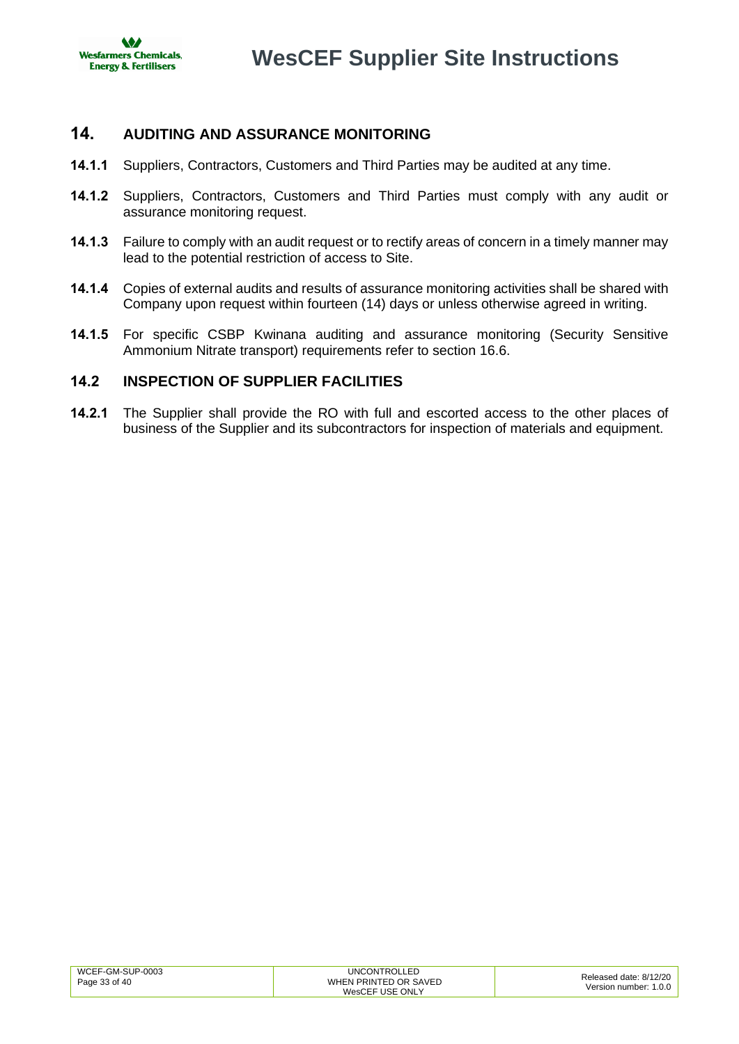## 14. AUDITING AND ASSURANCE MONITORING

**14.1.1** Suppliers, Contractors, Customers and Third Parties may be audited at any time.

**14.1.2** Suppliers, Contractors, Customers and Third Parties must comply with any audit or assurance monitoring request.

**14.1.3** Failure to comply with an audit request or to rectify areas of concern in a timely manner may lead to the potential restriction of access to Site.

**14.1.4** Copies of external audits and results of assurance monitoring activities shall be shared with Company upon request within fourteen (14) days or unless otherwise agreed in writing.

**14.1.5** For specific CSBP Kwinana auditing and assurance monitoring (Security Sensitive Ammonium Nitrate transport) requirements refer to section 16.6.

### 14.2 INSPECTION OF SUPPLIER FACILITIES

**14.2.1** The Supplier shall provide the RO with full and escorted access to the other places of business of the Supplier and its subcontractors for inspection of materials and equipment.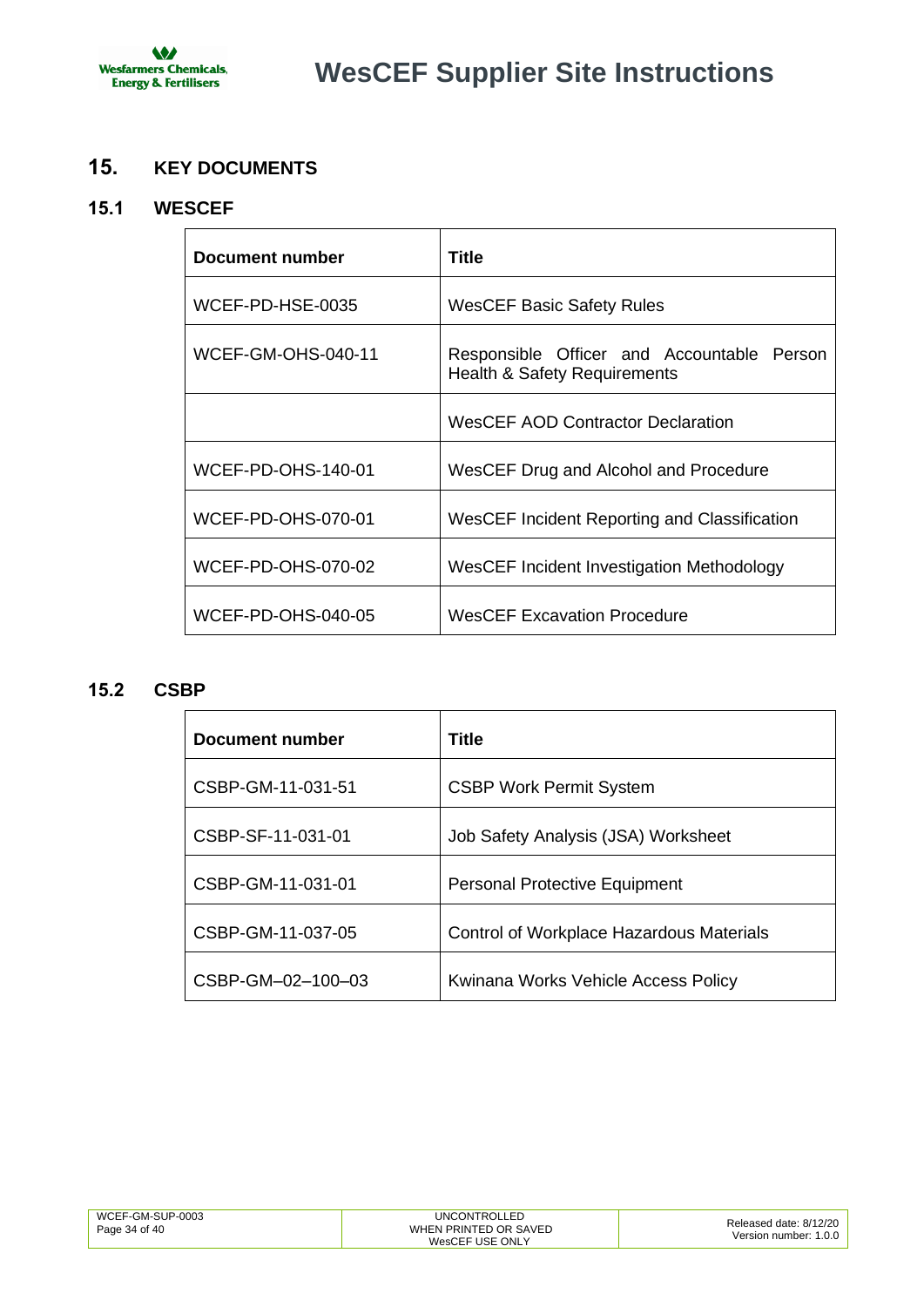## 15. KEY DOCUMENTS

### 15.1 WESCEF

| Document number | Title |
|---|---|
| WCEF-PD-HSE-0035 | WesCEF Basic Safety Rules |
| WCEF-GM-OHS-040-11 | Responsible Officer and Accountable Person Health & Safety Requirements |
| | WesCEF AOD Contractor Declaration |
| WCEF-PD-OHS-140-01 | WesCEF Drug and Alcohol and Procedure |
| WCEF-PD-OHS-070-01 | WesCEF Incident Reporting and Classification |
| WCEF-PD-OHS-070-02 | WesCEF Incident Investigation Methodology |
| WCEF-PD-OHS-040-05 | WesCEF Excavation Procedure |

### 15.2 CSBP

| Document number | Title |
|---|---|
| CSBP-GM-11-031-51 | CSBP Work Permit System |
| CSBP-SF-11-031-01 | Job Safety Analysis (JSA) Worksheet |
| CSBP-GM-11-031-01 | Personal Protective Equipment |
| CSBP-GM-11-037-05 | Control of Workplace Hazardous Materials |
| CSBP-GM–02–100–03 | Kwinana Works Vehicle Access Policy |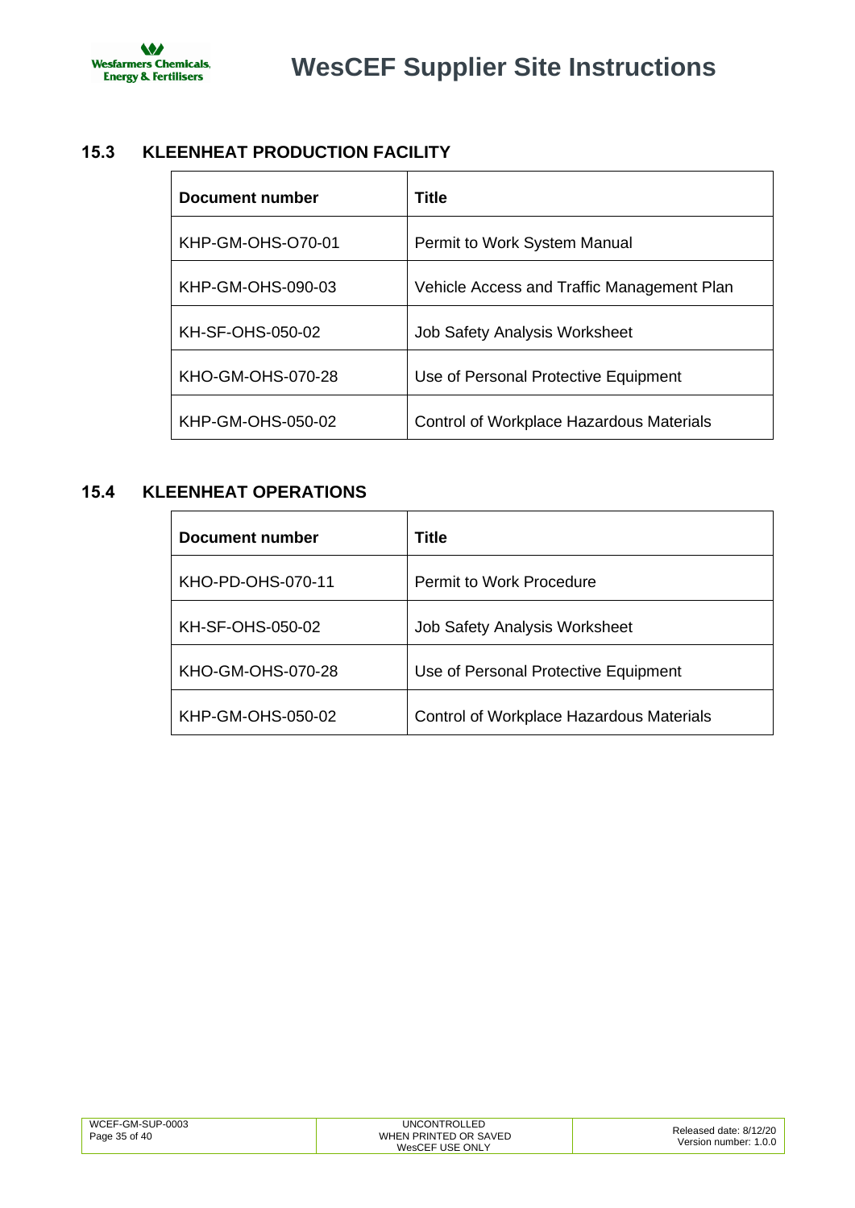## 15.3 KLEENHEAT PRODUCTION FACILITY

| Document number | Title |
| --- | --- |
| KHP-GM-OHS-O70-01 | Permit to Work System Manual |
| KHP-GM-OHS-090-03 | Vehicle Access and Traffic Management Plan |
| KH-SF-OHS-050-02 | Job Safety Analysis Worksheet |
| KHO-GM-OHS-070-28 | Use of Personal Protective Equipment |
| KHP-GM-OHS-050-02 | Control of Workplace Hazardous Materials |

## 15.4 KLEENHEAT OPERATIONS

| Document number | Title |
| --- | --- |
| KHO-PD-OHS-070-11 | Permit to Work Procedure |
| KH-SF-OHS-050-02 | Job Safety Analysis Worksheet |
| KHO-GM-OHS-070-28 | Use of Personal Protective Equipment |
| KHP-GM-OHS-050-02 | Control of Workplace Hazardous Materials |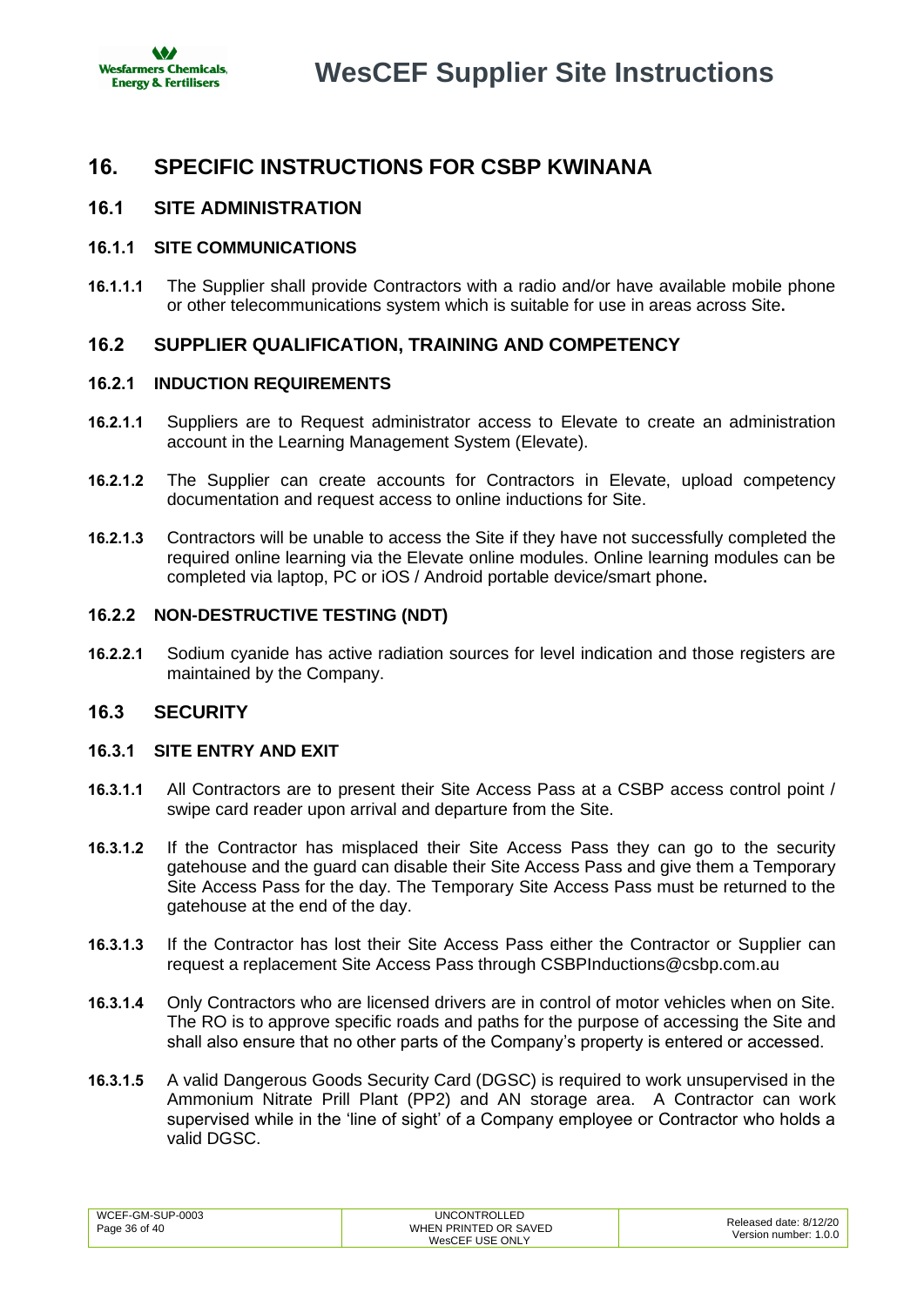# 16. SPECIFIC INSTRUCTIONS FOR CSBP KWINANA

## 16.1 SITE ADMINISTRATION

### 16.1.1 SITE COMMUNICATIONS

**16.1.1.1** The Supplier shall provide Contractors with a radio and/or have available mobile phone or other telecommunications system which is suitable for use in areas across Site**.**

## 16.2 SUPPLIER QUALIFICATION, TRAINING AND COMPETENCY

### 16.2.1 INDUCTION REQUIREMENTS

**16.2.1.1** Suppliers are to Request administrator access to Elevate to create an administration account in the Learning Management System (Elevate).

**16.2.1.2** The Supplier can create accounts for Contractors in Elevate, upload competency documentation and request access to online inductions for Site.

**16.2.1.3** Contractors will be unable to access the Site if they have not successfully completed the required online learning via the Elevate online modules. Online learning modules can be completed via laptop, PC or iOS / Android portable device/smart phone**.**

### 16.2.2 NON-DESTRUCTIVE TESTING (NDT)

**16.2.2.1** Sodium cyanide has active radiation sources for level indication and those registers are maintained by the Company.

## 16.3 SECURITY

### 16.3.1 SITE ENTRY AND EXIT

**16.3.1.1** All Contractors are to present their Site Access Pass at a CSBP access control point / swipe card reader upon arrival and departure from the Site.

**16.3.1.2** If the Contractor has misplaced their Site Access Pass they can go to the security gatehouse and the guard can disable their Site Access Pass and give them a Temporary Site Access Pass for the day. The Temporary Site Access Pass must be returned to the gatehouse at the end of the day.

**16.3.1.3** If the Contractor has lost their Site Access Pass either the Contractor or Supplier can request a replacement Site Access Pass through CSBPInductions@csbp.com.au

**16.3.1.4** Only Contractors who are licensed drivers are in control of motor vehicles when on Site. The RO is to approve specific roads and paths for the purpose of accessing the Site and shall also ensure that no other parts of the Company's property is entered or accessed.

**16.3.1.5** A valid Dangerous Goods Security Card (DGSC) is required to work unsupervised in the Ammonium Nitrate Prill Plant (PP2) and AN storage area. A Contractor can work supervised while in the 'line of sight' of a Company employee or Contractor who holds a valid DGSC.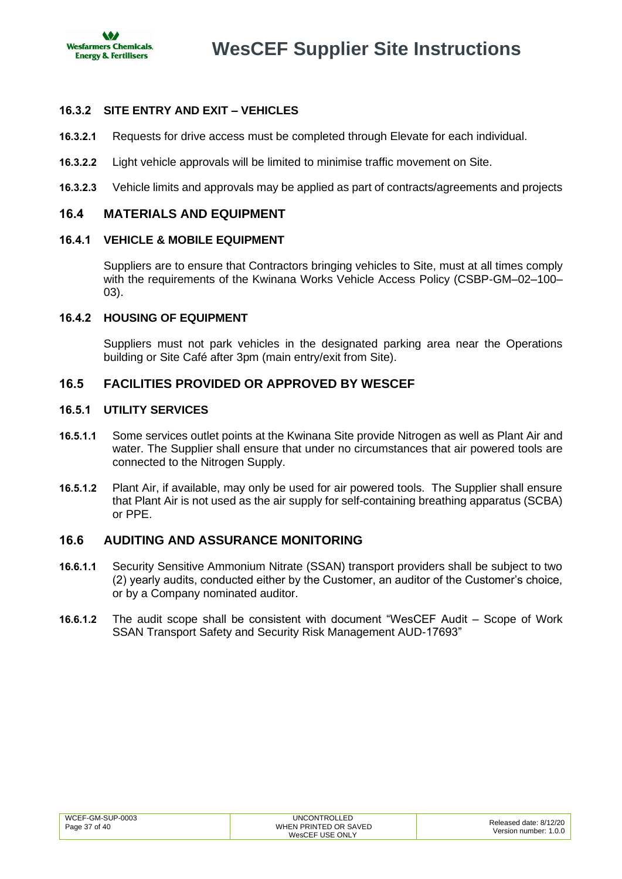### 16.3.2 SITE ENTRY AND EXIT – VEHICLES

**16.3.2.1** Requests for drive access must be completed through Elevate for each individual.

**16.3.2.2** Light vehicle approvals will be limited to minimise traffic movement on Site.

**16.3.2.3** Vehicle limits and approvals may be applied as part of contracts/agreements and projects

## 16.4 MATERIALS AND EQUIPMENT

### 16.4.1 VEHICLE & MOBILE EQUIPMENT

Suppliers are to ensure that Contractors bringing vehicles to Site, must at all times comply with the requirements of the Kwinana Works Vehicle Access Policy (CSBP-GM–02–100–03).

### 16.4.2 HOUSING OF EQUIPMENT

Suppliers must not park vehicles in the designated parking area near the Operations building or Site Café after 3pm (main entry/exit from Site).

## 16.5 FACILITIES PROVIDED OR APPROVED BY WESCEF

### 16.5.1 UTILITY SERVICES

**16.5.1.1** Some services outlet points at the Kwinana Site provide Nitrogen as well as Plant Air and water. The Supplier shall ensure that under no circumstances that air powered tools are connected to the Nitrogen Supply.

**16.5.1.2** Plant Air, if available, may only be used for air powered tools. The Supplier shall ensure that Plant Air is not used as the air supply for self-containing breathing apparatus (SCBA) or PPE.

## 16.6 AUDITING AND ASSURANCE MONITORING

**16.6.1.1** Security Sensitive Ammonium Nitrate (SSAN) transport providers shall be subject to two (2) yearly audits, conducted either by the Customer, an auditor of the Customer's choice, or by a Company nominated auditor.

**16.6.1.2** The audit scope shall be consistent with document "WesCEF Audit – Scope of Work SSAN Transport Safety and Security Risk Management AUD-17693"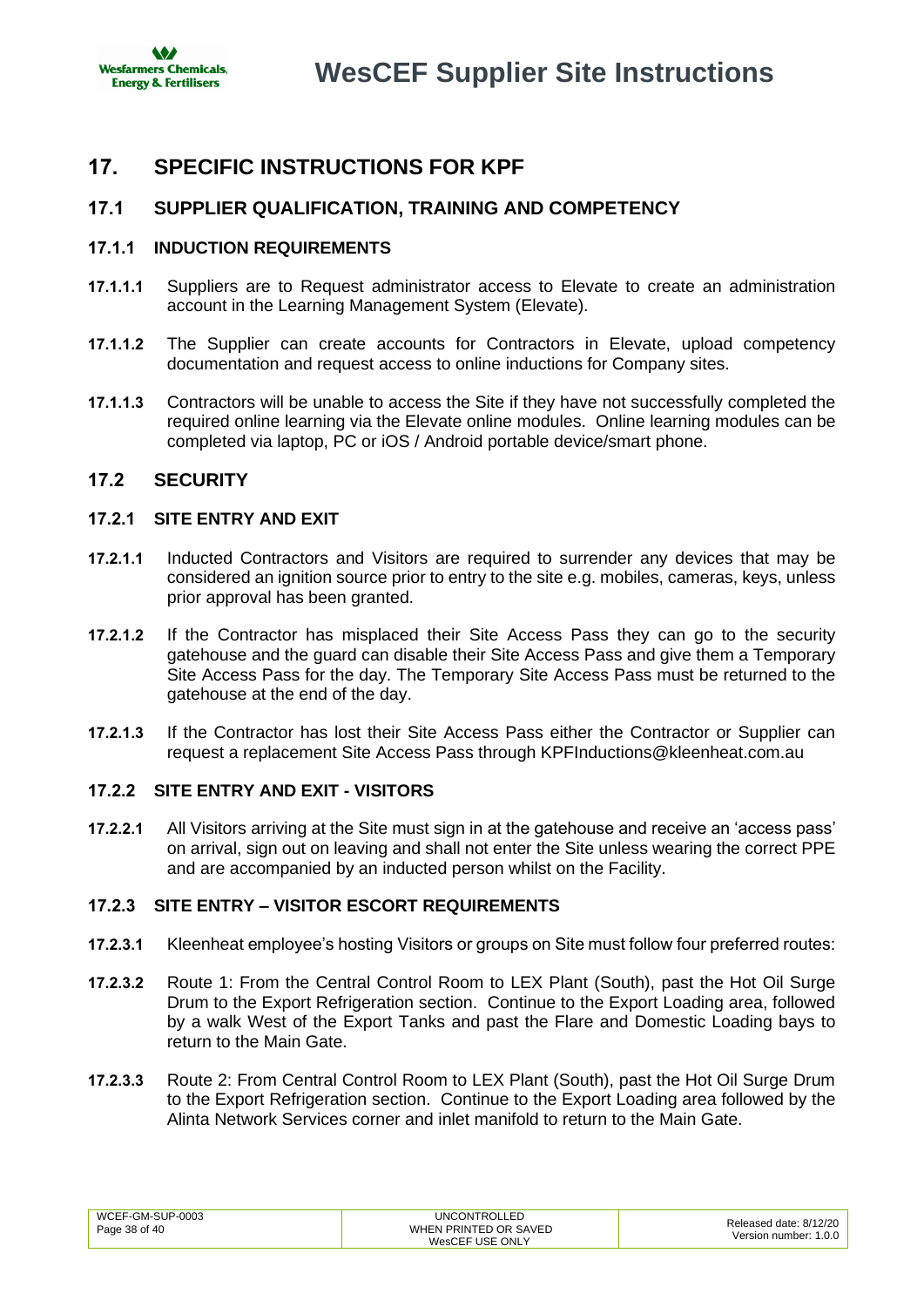# 17. SPECIFIC INSTRUCTIONS FOR KPF

## 17.1 SUPPLIER QUALIFICATION, TRAINING AND COMPETENCY

### 17.1.1 INDUCTION REQUIREMENTS

**17.1.1.1** Suppliers are to Request administrator access to Elevate to create an administration account in the Learning Management System (Elevate).

**17.1.1.2** The Supplier can create accounts for Contractors in Elevate, upload competency documentation and request access to online inductions for Company sites.

**17.1.1.3** Contractors will be unable to access the Site if they have not successfully completed the required online learning via the Elevate online modules. Online learning modules can be completed via laptop, PC or iOS / Android portable device/smart phone.

## 17.2 SECURITY

### 17.2.1 SITE ENTRY AND EXIT

**17.2.1.1** Inducted Contractors and Visitors are required to surrender any devices that may be considered an ignition source prior to entry to the site e.g. mobiles, cameras, keys, unless prior approval has been granted.

**17.2.1.2** If the Contractor has misplaced their Site Access Pass they can go to the security gatehouse and the guard can disable their Site Access Pass and give them a Temporary Site Access Pass for the day. The Temporary Site Access Pass must be returned to the gatehouse at the end of the day.

**17.2.1.3** If the Contractor has lost their Site Access Pass either the Contractor or Supplier can request a replacement Site Access Pass through KPFInductions@kleenheat.com.au

### 17.2.2 SITE ENTRY AND EXIT - VISITORS

**17.2.2.1** All Visitors arriving at the Site must sign in at the gatehouse and receive an 'access pass' on arrival, sign out on leaving and shall not enter the Site unless wearing the correct PPE and are accompanied by an inducted person whilst on the Facility.

### 17.2.3 SITE ENTRY – VISITOR ESCORT REQUIREMENTS

**17.2.3.1** Kleenheat employee's hosting Visitors or groups on Site must follow four preferred routes:

**17.2.3.2** Route 1: From the Central Control Room to LEX Plant (South), past the Hot Oil Surge Drum to the Export Refrigeration section. Continue to the Export Loading area, followed by a walk West of the Export Tanks and past the Flare and Domestic Loading bays to return to the Main Gate.

**17.2.3.3** Route 2: From Central Control Room to LEX Plant (South), past the Hot Oil Surge Drum to the Export Refrigeration section. Continue to the Export Loading area followed by the Alinta Network Services corner and inlet manifold to return to the Main Gate.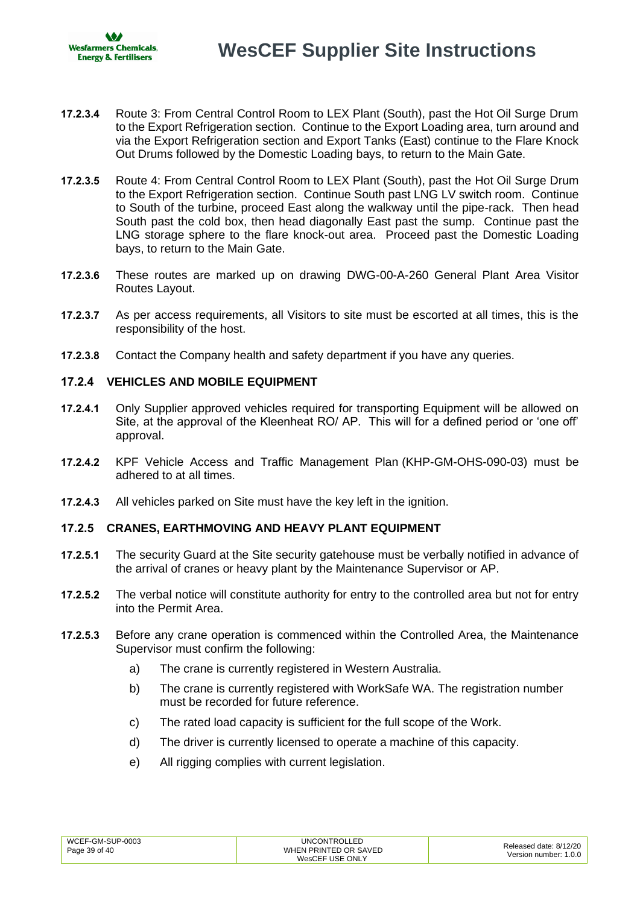**17.2.3.4** Route 3: From Central Control Room to LEX Plant (South), past the Hot Oil Surge Drum to the Export Refrigeration section. Continue to the Export Loading area, turn around and via the Export Refrigeration section and Export Tanks (East) continue to the Flare Knock Out Drums followed by the Domestic Loading bays, to return to the Main Gate.

**17.2.3.5** Route 4: From Central Control Room to LEX Plant (South), past the Hot Oil Surge Drum to the Export Refrigeration section. Continue South past LNG LV switch room. Continue to South of the turbine, proceed East along the walkway until the pipe-rack. Then head South past the cold box, then head diagonally East past the sump. Continue past the LNG storage sphere to the flare knock-out area. Proceed past the Domestic Loading bays, to return to the Main Gate.

**17.2.3.6** These routes are marked up on drawing DWG-00-A-260 General Plant Area Visitor Routes Layout.

**17.2.3.7** As per access requirements, all Visitors to site must be escorted at all times, this is the responsibility of the host.

**17.2.3.8** Contact the Company health and safety department if you have any queries.

### 17.2.4 VEHICLES AND MOBILE EQUIPMENT

**17.2.4.1** Only Supplier approved vehicles required for transporting Equipment will be allowed on Site, at the approval of the Kleenheat RO/ AP. This will for a defined period or 'one off' approval.

**17.2.4.2** KPF Vehicle Access and Traffic Management Plan (KHP-GM-OHS-090-03) must be adhered to at all times.

**17.2.4.3** All vehicles parked on Site must have the key left in the ignition.

### 17.2.5 CRANES, EARTHMOVING AND HEAVY PLANT EQUIPMENT

**17.2.5.1** The security Guard at the Site security gatehouse must be verbally notified in advance of the arrival of cranes or heavy plant by the Maintenance Supervisor or AP.

**17.2.5.2** The verbal notice will constitute authority for entry to the controlled area but not for entry into the Permit Area.

**17.2.5.3** Before any crane operation is commenced within the Controlled Area, the Maintenance Supervisor must confirm the following:

a) The crane is currently registered in Western Australia.

b) The crane is currently registered with WorkSafe WA. The registration number must be recorded for future reference.

c) The rated load capacity is sufficient for the full scope of the Work.

d) The driver is currently licensed to operate a machine of this capacity.

e) All rigging complies with current legislation.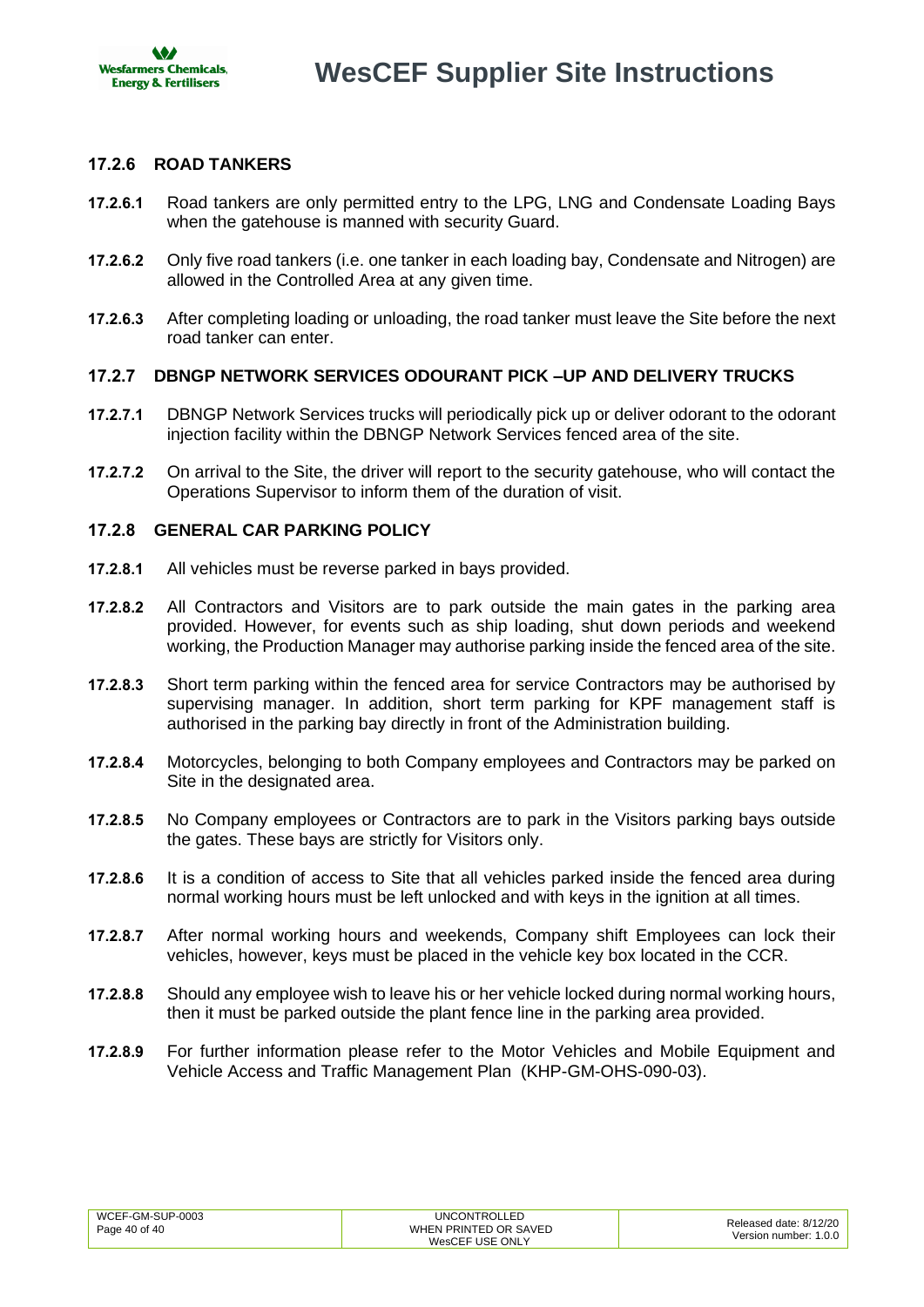### 17.2.6 ROAD TANKERS

**17.2.6.1** Road tankers are only permitted entry to the LPG, LNG and Condensate Loading Bays when the gatehouse is manned with security Guard.

**17.2.6.2** Only five road tankers (i.e. one tanker in each loading bay, Condensate and Nitrogen) are allowed in the Controlled Area at any given time.

**17.2.6.3** After completing loading or unloading, the road tanker must leave the Site before the next road tanker can enter.

### 17.2.7 DBNGP NETWORK SERVICES ODOURANT PICK –UP AND DELIVERY TRUCKS

**17.2.7.1** DBNGP Network Services trucks will periodically pick up or deliver odorant to the odorant injection facility within the DBNGP Network Services fenced area of the site.

**17.2.7.2** On arrival to the Site, the driver will report to the security gatehouse, who will contact the Operations Supervisor to inform them of the duration of visit.

### 17.2.8 GENERAL CAR PARKING POLICY

**17.2.8.1** All vehicles must be reverse parked in bays provided.

**17.2.8.2** All Contractors and Visitors are to park outside the main gates in the parking area provided. However, for events such as ship loading, shut down periods and weekend working, the Production Manager may authorise parking inside the fenced area of the site.

**17.2.8.3** Short term parking within the fenced area for service Contractors may be authorised by supervising manager. In addition, short term parking for KPF management staff is authorised in the parking bay directly in front of the Administration building.

**17.2.8.4** Motorcycles, belonging to both Company employees and Contractors may be parked on Site in the designated area.

**17.2.8.5** No Company employees or Contractors are to park in the Visitors parking bays outside the gates. These bays are strictly for Visitors only.

**17.2.8.6** It is a condition of access to Site that all vehicles parked inside the fenced area during normal working hours must be left unlocked and with keys in the ignition at all times.

**17.2.8.7** After normal working hours and weekends, Company shift Employees can lock their vehicles, however, keys must be placed in the vehicle key box located in the CCR.

**17.2.8.8** Should any employee wish to leave his or her vehicle locked during normal working hours, then it must be parked outside the plant fence line in the parking area provided.

**17.2.8.9** For further information please refer to the Motor Vehicles and Mobile Equipment and Vehicle Access and Traffic Management Plan (KHP-GM-OHS-090-03).